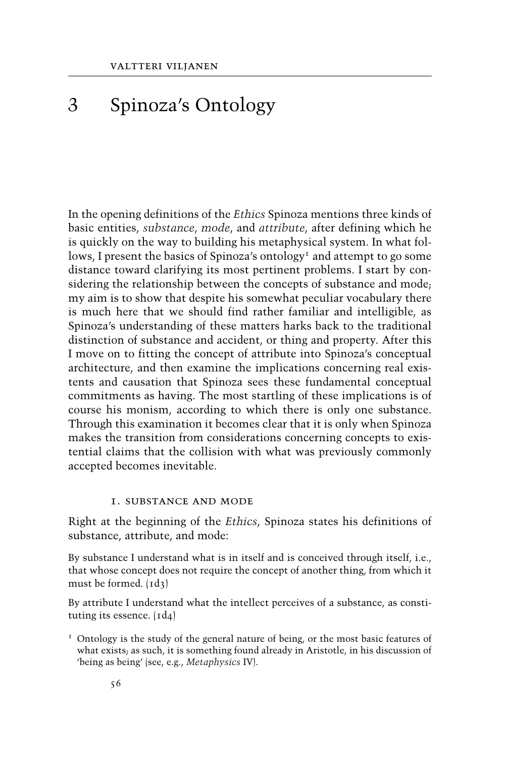VALTTERI VILJANEN

# 3 Spinoza's Ontology

In the opening definitions of the *Ethics* Spinoza mentions three kinds of basic entities, *substance*, *mode*, and *attribute*, after defining which he is quickly on the way to building his metaphysical system. In what follows, I present the basics of Spinoza's ontology[1] and attempt to go some distance toward clarifying its most pertinent problems. I start by considering the relationship between the concepts of substance and mode; my aim is to show that despite his somewhat peculiar vocabulary there is much here that we should find rather familiar and intelligible, as Spinoza's understanding of these matters harks back to the traditional distinction of substance and accident, or thing and property. After this I move on to fitting the concept of attribute into Spinoza's conceptual architecture, and then examine the implications concerning real existents and causation that Spinoza sees these fundamental conceptual commitments as having. The most startling of these implications is of course his monism, according to which there is only one substance. Through this examination it becomes clear that it is only when Spinoza makes the transition from considerations concerning concepts to existential claims that the collision with what was previously commonly accepted becomes inevitable.

## I. SUBSTANCE AND MODE

Right at the beginning of the *Ethics*, Spinoza states his definitions of substance, attribute, and mode:

> By substance I understand what is in itself and is conceived through itself, i.e., that whose concept does not require the concept of another thing, from which it must be formed. (1d3)

> By attribute I understand what the intellect perceives of a substance, as constituting its essence. (1d4)

[1] Ontology is the study of the general nature of being, or the most basic features of what exists; as such, it is something found already in Aristotle, in his discussion of 'being as being' (see, e.g., *Metaphysics* IV).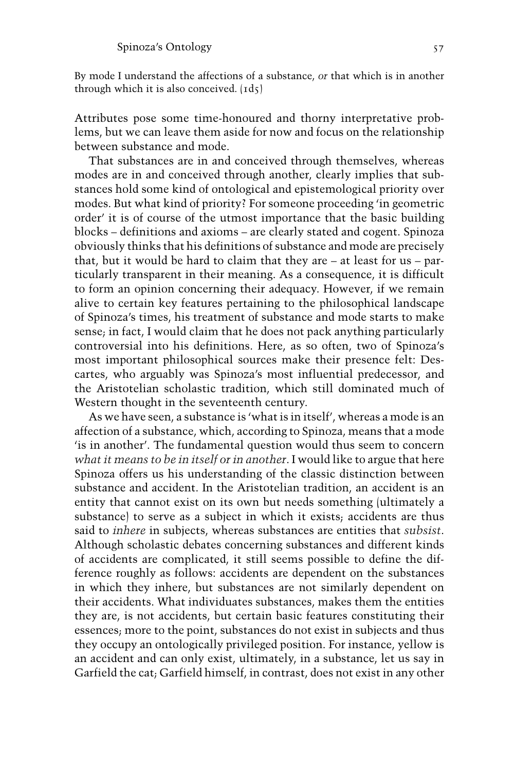By mode I understand the affections of a substance, *or* that which is in another through which it is also conceived. (1d5)

Attributes pose some time-honoured and thorny interpretative problems, but we can leave them aside for now and focus on the relationship between substance and mode.

That substances are in and conceived through themselves, whereas modes are in and conceived through another, clearly implies that substances hold some kind of ontological and epistemological priority over modes. But what kind of priority? For someone proceeding 'in geometric order' it is of course of the utmost importance that the basic building blocks – definitions and axioms – are clearly stated and cogent. Spinoza obviously thinks that his definitions of substance and mode are precisely that, but it would be hard to claim that they are – at least for us – particularly transparent in their meaning. As a consequence, it is difficult to form an opinion concerning their adequacy. However, if we remain alive to certain key features pertaining to the philosophical landscape of Spinoza's times, his treatment of substance and mode starts to make sense; in fact, I would claim that he does not pack anything particularly controversial into his definitions. Here, as so often, two of Spinoza's most important philosophical sources make their presence felt: Descartes, who arguably was Spinoza's most influential predecessor, and the Aristotelian scholastic tradition, which still dominated much of Western thought in the seventeenth century.

As we have seen, a substance is 'what is in itself', whereas a mode is an affection of a substance, which, according to Spinoza, means that a mode 'is in another'. The fundamental question would thus seem to concern *what it means to be in itself or in another*. I would like to argue that here Spinoza offers us his understanding of the classic distinction between substance and accident. In the Aristotelian tradition, an accident is an entity that cannot exist on its own but needs something (ultimately a substance) to serve as a subject in which it exists; accidents are thus said to *inhere* in subjects, whereas substances are entities that *subsist*. Although scholastic debates concerning substances and different kinds of accidents are complicated, it still seems possible to define the difference roughly as follows: accidents are dependent on the substances in which they inhere, but substances are not similarly dependent on their accidents. What individuates substances, makes them the entities they are, is not accidents, but certain basic features constituting their essences; more to the point, substances do not exist in subjects and thus they occupy an ontologically privileged position. For instance, yellow is an accident and can only exist, ultimately, in a substance, let us say in Garfield the cat; Garfield himself, in contrast, does not exist in any other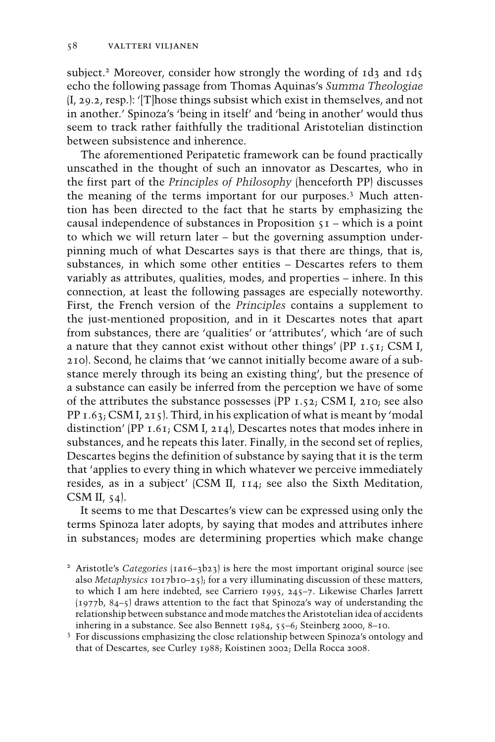subject.[2] Moreover, consider how strongly the wording of 1d3 and 1d5 echo the following passage from Thomas Aquinas's *Summa Theologiae* (I, 29.2, resp.): '[T]hose things subsist which exist in themselves, and not in another.' Spinoza's 'being in itself' and 'being in another' would thus seem to track rather faithfully the traditional Aristotelian distinction between subsistence and inherence.

The aforementioned Peripatetic framework can be found practically unscathed in the thought of such an innovator as Descartes, who in the first part of the *Principles of Philosophy* (henceforth PP) discusses the meaning of the terms important for our purposes.[3] Much attention has been directed to the fact that he starts by emphasizing the causal independence of substances in Proposition 51 – which is a point to which we will return later – but the governing assumption underpinning much of what Descartes says is that there are things, that is, substances, in which some other entities – Descartes refers to them variably as attributes, qualities, modes, and properties – inhere. In this connection, at least the following passages are especially noteworthy. First, the French version of the *Principles* contains a supplement to the just-mentioned proposition, and in it Descartes notes that apart from substances, there are 'qualities' or 'attributes', which 'are of such a nature that they cannot exist without other things' (PP 1.51; CSM I, 210). Second, he claims that 'we cannot initially become aware of a substance merely through its being an existing thing', but the presence of a substance can easily be inferred from the perception we have of some of the attributes the substance possesses (PP 1.52; CSM I, 210; see also PP 1.63; CSM I, 215). Third, in his explication of what is meant by 'modal distinction' (PP 1.61; CSM I, 214), Descartes notes that modes inhere in substances, and he repeats this later. Finally, in the second set of replies, Descartes begins the definition of substance by saying that it is the term that 'applies to every thing in which whatever we perceive immediately resides, as in a subject' (CSM II, 114; see also the Sixth Meditation, CSM II, 54).

It seems to me that Descartes's view can be expressed using only the terms Spinoza later adopts, by saying that modes and attributes inhere in substances; modes are determining properties which make change

[2] Aristotle's *Categories* (1a16–3b23) is here the most important original source (see also *Metaphysics* 1017b10–25); for a very illuminating discussion of these matters, to which I am here indebted, see Carriero 1995, 245–7. Likewise Charles Jarrett (1977b, 84–5) draws attention to the fact that Spinoza's way of understanding the relationship between substance and mode matches the Aristotelian idea of accidents inhering in a substance. See also Bennett 1984, 55–6; Steinberg 2000, 8–10.

[3] For discussions emphasizing the close relationship between Spinoza's ontology and that of Descartes, see Curley 1988; Koistinen 2002; Della Rocca 2008.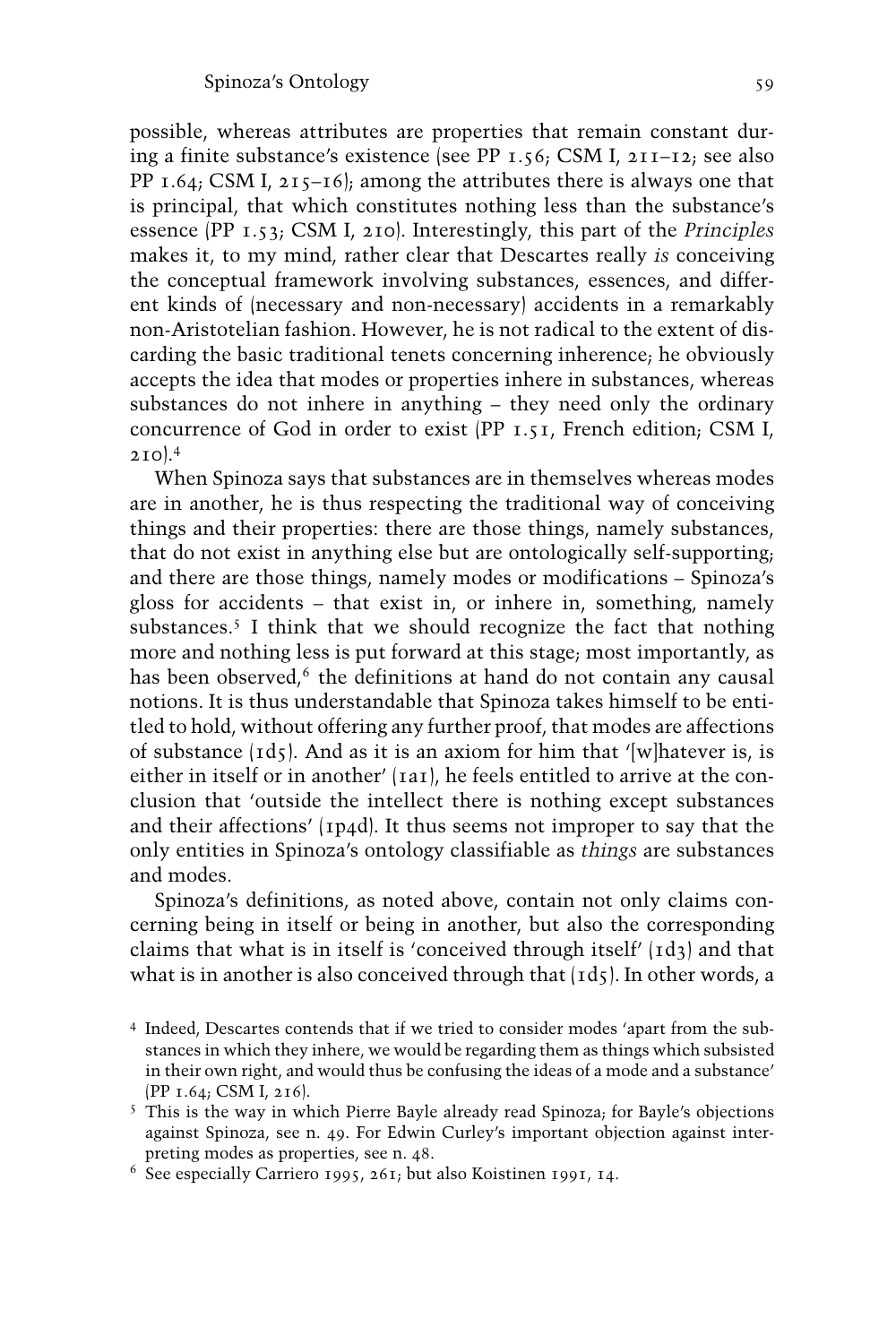possible, whereas attributes are properties that remain constant during a finite substance's existence (see PP 1.56; CSM I, 211–12; see also PP 1.64; CSM I, 215–16); among the attributes there is always one that is principal, that which constitutes nothing less than the substance's essence (PP 1.53; CSM I, 210). Interestingly, this part of the *Principles* makes it, to my mind, rather clear that Descartes really *is* conceiving the conceptual framework involving substances, essences, and different kinds of (necessary and non-necessary) accidents in a remarkably non-Aristotelian fashion. However, he is not radical to the extent of discarding the basic traditional tenets concerning inherence; he obviously accepts the idea that modes or properties inhere in substances, whereas substances do not inhere in anything – they need only the ordinary concurrence of God in order to exist (PP 1.51, French edition; CSM I, 210).[4]

When Spinoza says that substances are in themselves whereas modes are in another, he is thus respecting the traditional way of conceiving things and their properties: there are those things, namely substances, that do not exist in anything else but are ontologically self-supporting; and there are those things, namely modes or modifications – Spinoza's gloss for accidents – that exist in, or inhere in, something, namely substances.[5] I think that we should recognize the fact that nothing more and nothing less is put forward at this stage; most importantly, as has been observed,[6] the definitions at hand do not contain any causal notions. It is thus understandable that Spinoza takes himself to be entitled to hold, without offering any further proof, that modes are affections of substance (1d5). And as it is an axiom for him that '[w]hatever is, is either in itself or in another' (1a1), he feels entitled to arrive at the conclusion that 'outside the intellect there is nothing except substances and their affections' (1p4d). It thus seems not improper to say that the only entities in Spinoza's ontology classifiable as *things* are substances and modes.

Spinoza's definitions, as noted above, contain not only claims concerning being in itself or being in another, but also the corresponding claims that what is in itself is 'conceived through itself' (1d3) and that what is in another is also conceived through that (1d5). In other words, a

---

4 Indeed, Descartes contends that if we tried to consider modes 'apart from the substances in which they inhere, we would be regarding them as things which subsisted in their own right, and would thus be confusing the ideas of a mode and a substance' (PP 1.64; CSM I, 216).

5 This is the way in which Pierre Bayle already read Spinoza; for Bayle's objections against Spinoza, see n. 49. For Edwin Curley's important objection against interpreting modes as properties, see n. 48.

6 See especially Carriero 1995, 261; but also Koistinen 1991, 14.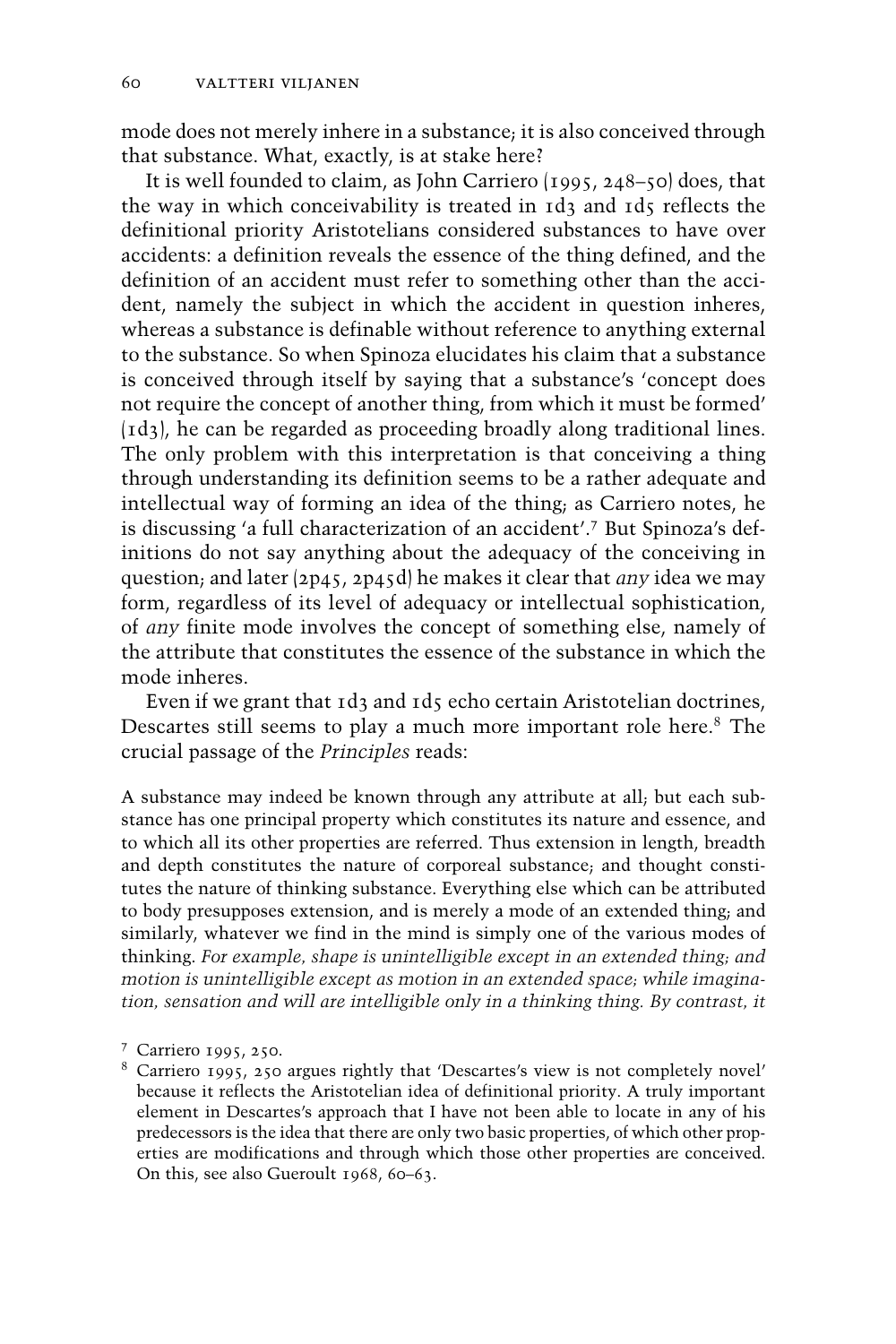mode does not merely inhere in a substance; it is also conceived through that substance. What, exactly, is at stake here?

It is well founded to claim, as John Carriero (1995, 248–50) does, that the way in which conceivability is treated in 1d3 and 1d5 reflects the definitional priority Aristotelians considered substances to have over accidents: a definition reveals the essence of the thing defined, and the definition of an accident must refer to something other than the accident, namely the subject in which the accident in question inheres, whereas a substance is definable without reference to anything external to the substance. So when Spinoza elucidates his claim that a substance is conceived through itself by saying that a substance's 'concept does not require the concept of another thing, from which it must be formed' (1d3), he can be regarded as proceeding broadly along traditional lines. The only problem with this interpretation is that conceiving a thing through understanding its definition seems to be a rather adequate and intellectual way of forming an idea of the thing; as Carriero notes, he is discussing 'a full characterization of an accident'.[7] But Spinoza's definitions do not say anything about the adequacy of the conceiving in question; and later (2p45, 2p45d) he makes it clear that *any* idea we may form, regardless of its level of adequacy or intellectual sophistication, of *any* finite mode involves the concept of something else, namely of the attribute that constitutes the essence of the substance in which the mode inheres.

Even if we grant that 1d3 and 1d5 echo certain Aristotelian doctrines, Descartes still seems to play a much more important role here.[8] The crucial passage of the *Principles* reads:

A substance may indeed be known through any attribute at all; but each substance has one principal property which constitutes its nature and essence, and to which all its other properties are referred. Thus extension in length, breadth and depth constitutes the nature of corporeal substance; and thought constitutes the nature of thinking substance. Everything else which can be attributed to body presupposes extension, and is merely a mode of an extended thing; and similarly, whatever we find in the mind is simply one of the various modes of thinking. *For example, shape is unintelligible except in an extended thing; and motion is unintelligible except as motion in an extended space; while imagination, sensation and will are intelligible only in a thinking thing. By contrast, it*

---

[7] Carriero 1995, 250.

[8] Carriero 1995, 250 argues rightly that 'Descartes's view is not completely novel' because it reflects the Aristotelian idea of definitional priority. A truly important element in Descartes's approach that I have not been able to locate in any of his predecessors is the idea that there are only two basic properties, of which other properties are modifications and through which those other properties are conceived. On this, see also Gueroult 1968, 60–63.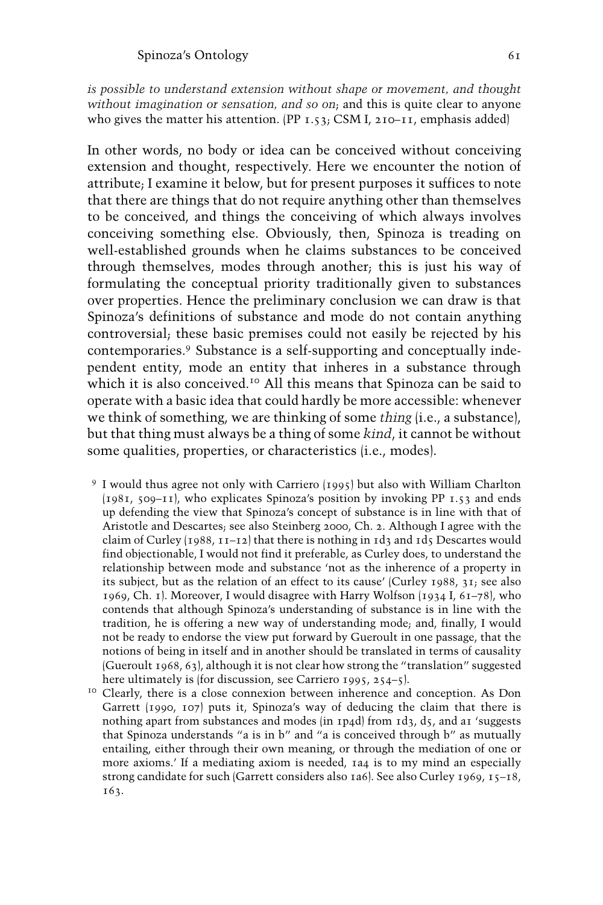*is possible to understand extension without shape or movement, and thought without imagination or sensation, and so on*; and this is quite clear to anyone who gives the matter his attention. (PP 1.53; CSM I, 210–11, emphasis added)

In other words, no body or idea can be conceived without conceiving extension and thought, respectively. Here we encounter the notion of attribute; I examine it below, but for present purposes it suffices to note that there are things that do not require anything other than themselves to be conceived, and things the conceiving of which always involves conceiving something else. Obviously, then, Spinoza is treading on well-established grounds when he claims substances to be conceived through themselves, modes through another; this is just his way of formulating the conceptual priority traditionally given to substances over properties. Hence the preliminary conclusion we can draw is that Spinoza's definitions of substance and mode do not contain anything controversial; these basic premises could not easily be rejected by his contemporaries.[9] Substance is a self-supporting and conceptually independent entity, mode an entity that inheres in a substance through which it is also conceived.[10] All this means that Spinoza can be said to operate with a basic idea that could hardly be more accessible: whenever we think of something, we are thinking of some *thing* (i.e., a substance), but that thing must always be a thing of some *kind*, it cannot be without some qualities, properties, or characteristics (i.e., modes).

[9] I would thus agree not only with Carriero (1995) but also with William Charlton (1981, 509–11), who explicates Spinoza's position by invoking PP 1.53 and ends up defending the view that Spinoza's concept of substance is in line with that of Aristotle and Descartes; see also Steinberg 2000, Ch. 2. Although I agree with the claim of Curley (1988, 11–12) that there is nothing in 1d3 and 1d5 Descartes would find objectionable, I would not find it preferable, as Curley does, to understand the relationship between mode and substance 'not as the inherence of a property in its subject, but as the relation of an effect to its cause' (Curley 1988, 31; see also 1969, Ch. 1). Moreover, I would disagree with Harry Wolfson (1934 I, 61–78), who contends that although Spinoza's understanding of substance is in line with the tradition, he is offering a new way of understanding mode; and, finally, I would not be ready to endorse the view put forward by Gueroult in one passage, that the notions of being in itself and in another should be translated in terms of causality (Gueroult 1968, 63), although it is not clear how strong the "translation" suggested here ultimately is (for discussion, see Carriero 1995, 254–5).

[10] Clearly, there is a close connexion between inherence and conception. As Don Garrett (1990, 107) puts it, Spinoza's way of deducing the claim that there is nothing apart from substances and modes (in 1p4d) from 1d3, d5, and a1 'suggests that Spinoza understands "a is in b" and "a is conceived through b" as mutually entailing, either through their own meaning, or through the mediation of one or more axioms.' If a mediating axiom is needed, 1a4 is to my mind an especially strong candidate for such (Garrett considers also 1a6). See also Curley 1969, 15–18, 163.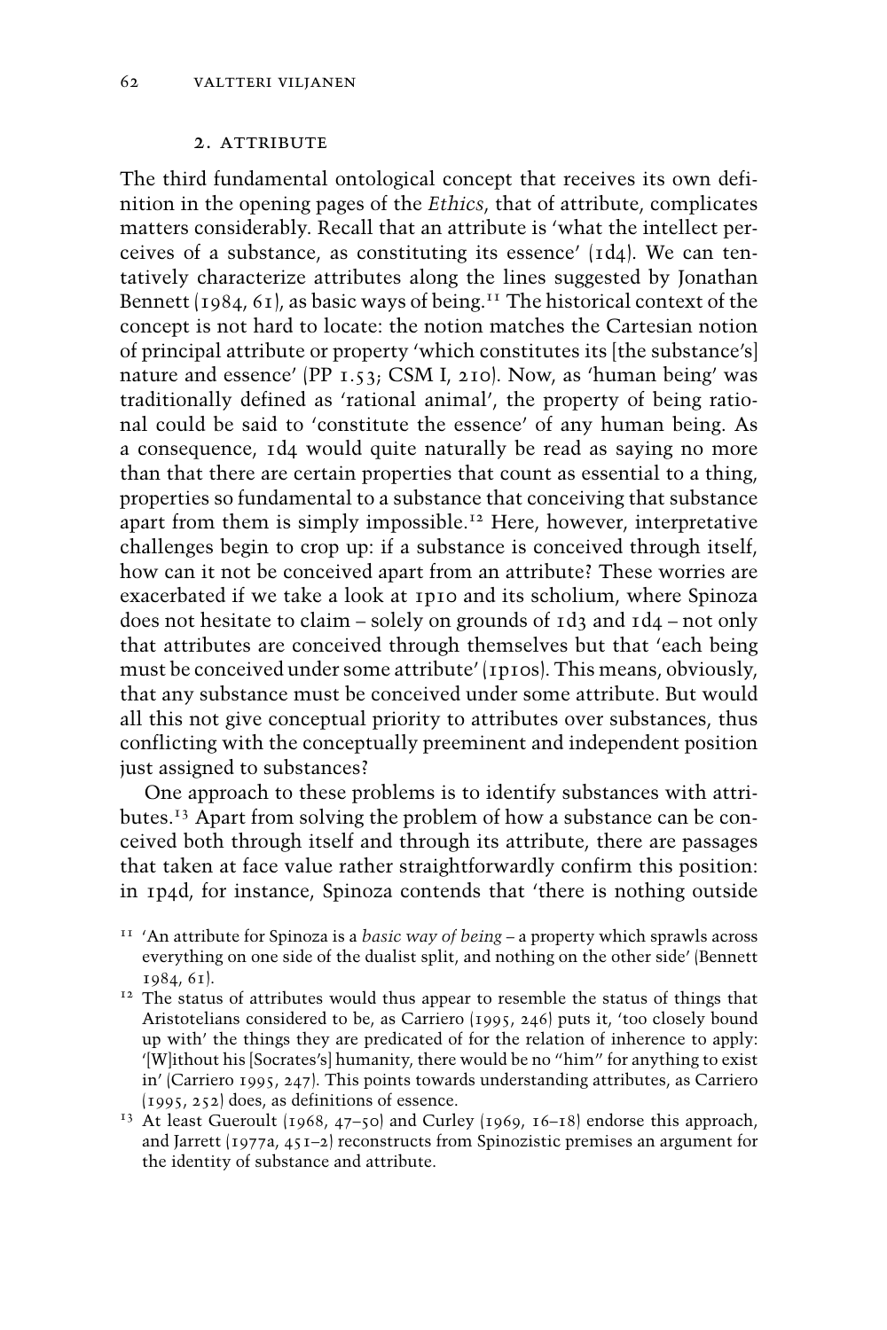## 2. ATTRIBUTE

The third fundamental ontological concept that receives its own definition in the opening pages of the *Ethics*, that of attribute, complicates matters considerably. Recall that an attribute is 'what the intellect perceives of a substance, as constituting its essence' (1d4). We can tentatively characterize attributes along the lines suggested by Jonathan Bennett (1984, 61), as basic ways of being.[11] The historical context of the concept is not hard to locate: the notion matches the Cartesian notion of principal attribute or property 'which constitutes its [the substance's] nature and essence' (PP 1.53; CSM I, 210). Now, as 'human being' was traditionally defined as 'rational animal', the property of being rational could be said to 'constitute the essence' of any human being. As a consequence, 1d4 would quite naturally be read as saying no more than that there are certain properties that count as essential to a thing, properties so fundamental to a substance that conceiving that substance apart from them is simply impossible.[12] Here, however, interpretative challenges begin to crop up: if a substance is conceived through itself, how can it not be conceived apart from an attribute? These worries are exacerbated if we take a look at 1p10 and its scholium, where Spinoza does not hesitate to claim – solely on grounds of 1d3 and 1d4 – not only that attributes are conceived through themselves but that 'each being must be conceived under some attribute' (1p10s). This means, obviously, that any substance must be conceived under some attribute. But would all this not give conceptual priority to attributes over substances, thus conflicting with the conceptually preeminent and independent position just assigned to substances?

One approach to these problems is to identify substances with attributes.[13] Apart from solving the problem of how a substance can be conceived both through itself and through its attribute, there are passages that taken at face value rather straightforwardly confirm this position: in 1p4d, for instance, Spinoza contends that 'there is nothing outside

---

[11] 'An attribute for Spinoza is a *basic way of being* – a property which sprawls across everything on one side of the dualist split, and nothing on the other side' (Bennett 1984, 61).

[12] The status of attributes would thus appear to resemble the status of things that Aristotelians considered to be, as Carriero (1995, 246) puts it, 'too closely bound up with' the things they are predicated of for the relation of inherence to apply: '[W]ithout his [Socrates's] humanity, there would be no "him" for anything to exist in' (Carriero 1995, 247). This points towards understanding attributes, as Carriero (1995, 252) does, as definitions of essence.

[13] At least Gueroult (1968, 47–50) and Curley (1969, 16–18) endorse this approach, and Jarrett (1977a, 451–2) reconstructs from Spinozistic premises an argument for the identity of substance and attribute.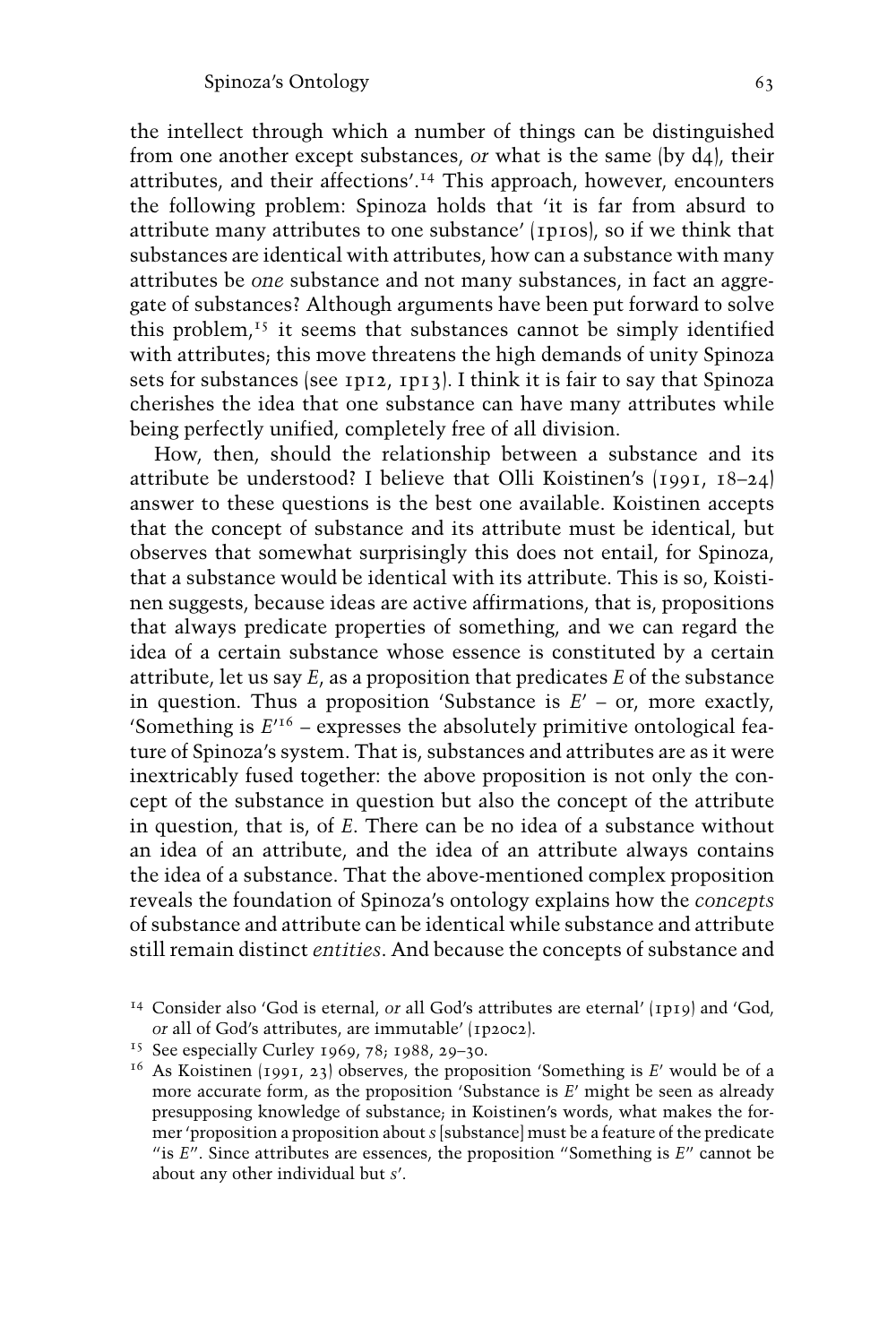the intellect through which a number of things can be distinguished from one another except substances, *or* what is the same (by d4), their attributes, and their affections'.[14] This approach, however, encounters the following problem: Spinoza holds that 'it is far from absurd to attribute many attributes to one substance' (1p10s), so if we think that substances are identical with attributes, how can a substance with many attributes be *one* substance and not many substances, in fact an aggregate of substances? Although arguments have been put forward to solve this problem,[15] it seems that substances cannot be simply identified with attributes; this move threatens the high demands of unity Spinoza sets for substances (see 1p12, 1p13). I think it is fair to say that Spinoza cherishes the idea that one substance can have many attributes while being perfectly unified, completely free of all division.

How, then, should the relationship between a substance and its attribute be understood? I believe that Olli Koistinen's (1991, 18–24) answer to these questions is the best one available. Koistinen accepts that the concept of substance and its attribute must be identical, but observes that somewhat surprisingly this does not entail, for Spinoza, that a substance would be identical with its attribute. This is so, Koistinen suggests, because ideas are active affirmations, that is, propositions that always predicate properties of something, and we can regard the idea of a certain substance whose essence is constituted by a certain attribute, let us say *E*, as a proposition that predicates *E* of the substance in question. Thus a proposition 'Substance is *E*' – or, more exactly, 'Something is *E*'[16] – expresses the absolutely primitive ontological feature of Spinoza's system. That is, substances and attributes are as it were inextricably fused together: the above proposition is not only the concept of the substance in question but also the concept of the attribute in question, that is, of *E*. There can be no idea of a substance without an idea of an attribute, and the idea of an attribute always contains the idea of a substance. That the above-mentioned complex proposition reveals the foundation of Spinoza's ontology explains how the *concepts* of substance and attribute can be identical while substance and attribute still remain distinct *entities*. And because the concepts of substance and

[14] Consider also 'God is eternal, *or* all God's attributes are eternal' (1p19) and 'God, *or* all of God's attributes, are immutable' (1p20c2).

[15] See especially Curley 1969, 78; 1988, 29–30.

[16] As Koistinen (1991, 23) observes, the proposition 'Something is *E*' would be of a more accurate form, as the proposition 'Substance is *E*' might be seen as already presupposing knowledge of substance; in Koistinen's words, what makes the former 'proposition a proposition about *s* [substance] must be a feature of the predicate "is *E*". Since attributes are essences, the proposition "Something is *E*" cannot be about any other individual but *s*'.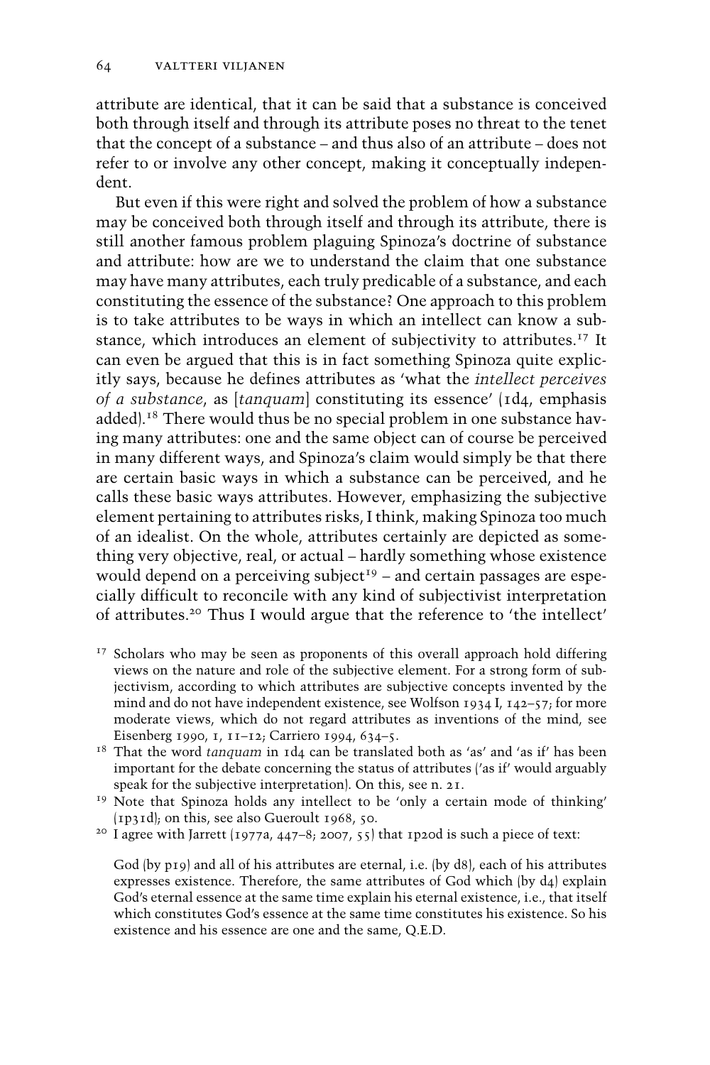attribute are identical, that it can be said that a substance is conceived both through itself and through its attribute poses no threat to the tenet that the concept of a substance – and thus also of an attribute – does not refer to or involve any other concept, making it conceptually independent.

But even if this were right and solved the problem of how a substance may be conceived both through itself and through its attribute, there is still another famous problem plaguing Spinoza's doctrine of substance and attribute: how are we to understand the claim that one substance may have many attributes, each truly predicable of a substance, and each constituting the essence of the substance? One approach to this problem is to take attributes to be ways in which an intellect can know a substance, which introduces an element of subjectivity to attributes.[17] It can even be argued that this is in fact something Spinoza quite explicitly says, because he defines attributes as 'what the *intellect perceives of a substance*, as [*tanquam*] constituting its essence' (1d4, emphasis added).[18] There would thus be no special problem in one substance having many attributes: one and the same object can of course be perceived in many different ways, and Spinoza's claim would simply be that there are certain basic ways in which a substance can be perceived, and he calls these basic ways attributes. However, emphasizing the subjective element pertaining to attributes risks, I think, making Spinoza too much of an idealist. On the whole, attributes certainly are depicted as something very objective, real, or actual – hardly something whose existence would depend on a perceiving subject[19] – and certain passages are especially difficult to reconcile with any kind of subjectivist interpretation of attributes.[20] Thus I would argue that the reference to 'the intellect'

[17] Scholars who may be seen as proponents of this overall approach hold differing views on the nature and role of the subjective element. For a strong form of subjectivism, according to which attributes are subjective concepts invented by the mind and do not have independent existence, see Wolfson 1934 I, 142–57; for more moderate views, which do not regard attributes as inventions of the mind, see Eisenberg 1990, 1, 11–12; Carriero 1994, 634–5.

[18] That the word *tanquam* in 1d4 can be translated both as 'as' and 'as if' has been important for the debate concerning the status of attributes ('as if' would arguably speak for the subjective interpretation). On this, see n. 21.

[19] Note that Spinoza holds any intellect to be 'only a certain mode of thinking' (1p31d); on this, see also Gueroult 1968, 50.

[20] I agree with Jarrett (1977a, 447–8; 2007, 55) that 1p20d is such a piece of text:

> God (by p19) and all of his attributes are eternal, i.e. (by d8), each of his attributes expresses existence. Therefore, the same attributes of God which (by d4) explain God's eternal essence at the same time explain his eternal existence, i.e., that itself which constitutes God's essence at the same time constitutes his existence. So his existence and his essence are one and the same, Q.E.D.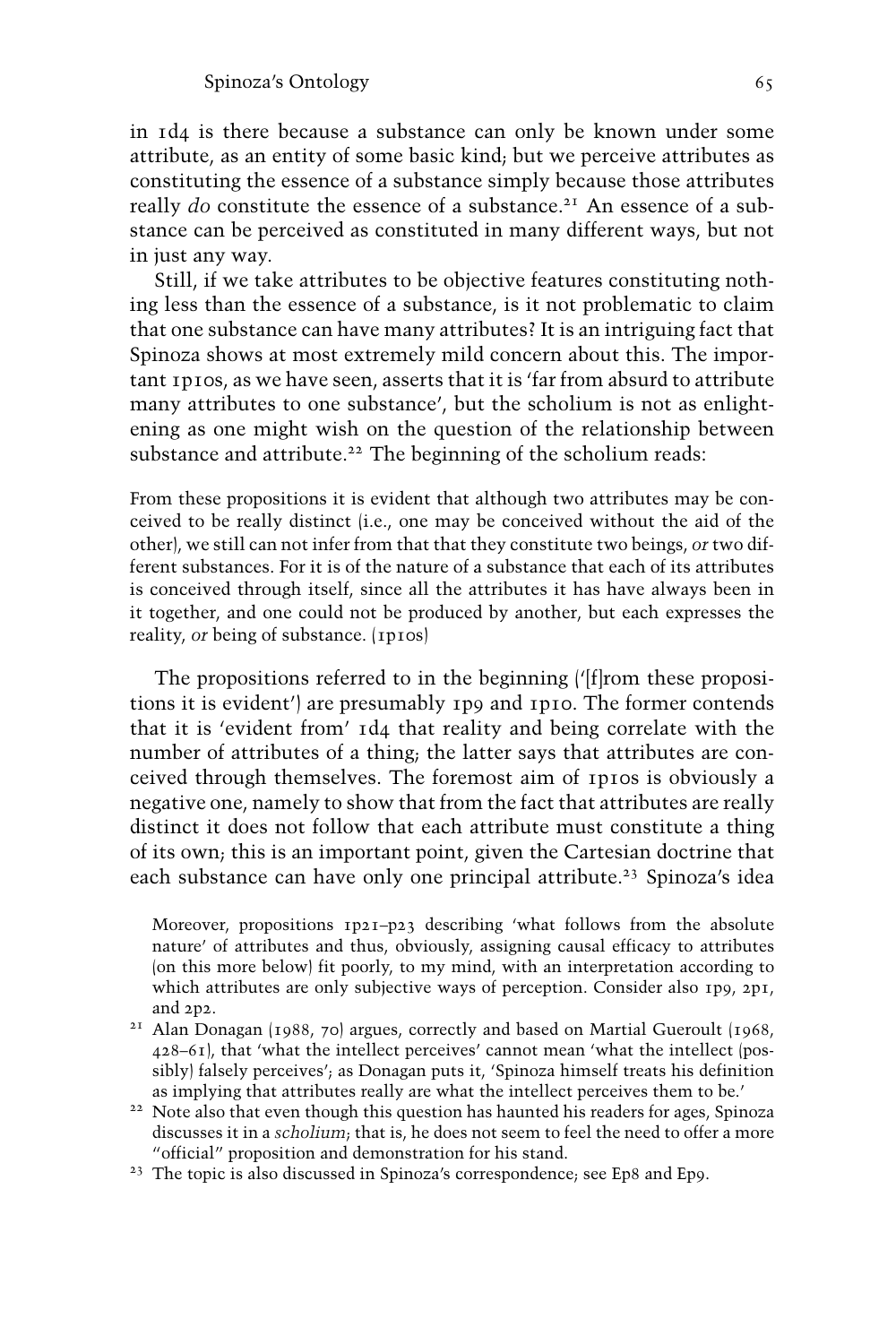in 1d4 is there because a substance can only be known under some attribute, as an entity of some basic kind; but we perceive attributes as constituting the essence of a substance simply because those attributes really *do* constitute the essence of a substance.[21] An essence of a substance can be perceived as constituted in many different ways, but not in just any way.

Still, if we take attributes to be objective features constituting nothing less than the essence of a substance, is it not problematic to claim that one substance can have many attributes? It is an intriguing fact that Spinoza shows at most extremely mild concern about this. The important 1p10s, as we have seen, asserts that it is 'far from absurd to attribute many attributes to one substance', but the scholium is not as enlightening as one might wish on the question of the relationship between substance and attribute.[22] The beginning of the scholium reads:

> From these propositions it is evident that although two attributes may be conceived to be really distinct (i.e., one may be conceived without the aid of the other), we still can not infer from that that they constitute two beings, *or* two different substances. For it is of the nature of a substance that each of its attributes is conceived through itself, since all the attributes it has have always been in it together, and one could not be produced by another, but each expresses the reality, *or* being of substance. (1p10s)

The propositions referred to in the beginning ('[f]rom these propositions it is evident') are presumably 1p9 and 1p10. The former contends that it is 'evident from' 1d4 that reality and being correlate with the number of attributes of a thing; the latter says that attributes are conceived through themselves. The foremost aim of 1p10s is obviously a negative one, namely to show that from the fact that attributes are really distinct it does not follow that each attribute must constitute a thing of its own; this is an important point, given the Cartesian doctrine that each substance can have only one principal attribute.[23] Spinoza's idea

Moreover, propositions 1p21–p23 describing 'what follows from the absolute nature' of attributes and thus, obviously, assigning causal efficacy to attributes (on this more below) fit poorly, to my mind, with an interpretation according to which attributes are only subjective ways of perception. Consider also 1p9, 2p1, and 2p2.

[21] Alan Donagan (1988, 70) argues, correctly and based on Martial Gueroult (1968, 428–61), that 'what the intellect perceives' cannot mean 'what the intellect (possibly) falsely perceives'; as Donagan puts it, 'Spinoza himself treats his definition as implying that attributes really are what the intellect perceives them to be.'

[22] Note also that even though this question has haunted his readers for ages, Spinoza discusses it in a *scholium*; that is, he does not seem to feel the need to offer a more "official" proposition and demonstration for his stand.

[23] The topic is also discussed in Spinoza's correspondence; see Ep8 and Ep9.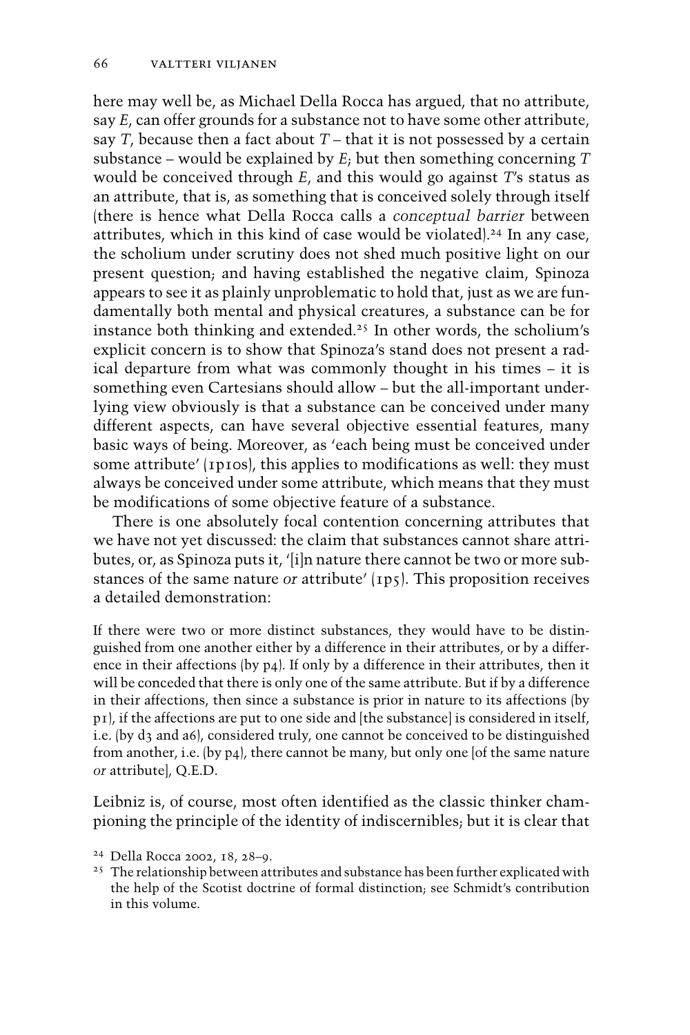here may well be, as Michael Della Rocca has argued, that no attribute, say *E*, can offer grounds for a substance not to have some other attribute, say *T*, because then a fact about *T* – that it is not possessed by a certain substance – would be explained by *E*; but then something concerning *T* would be conceived through *E*, and this would go against *T*'s status as an attribute, that is, as something that is conceived solely through itself (there is hence what Della Rocca calls a *conceptual barrier* between attributes, which in this kind of case would be violated).[24] In any case, the scholium under scrutiny does not shed much positive light on our present question; and having established the negative claim, Spinoza appears to see it as plainly unproblematic to hold that, just as we are fundamentally both mental and physical creatures, a substance can be for instance both thinking and extended.[25] In other words, the scholium's explicit concern is to show that Spinoza's stand does not present a radical departure from what was commonly thought in his times – it is something even Cartesians should allow – but the all-important underlying view obviously is that a substance can be conceived under many different aspects, can have several objective essential features, many basic ways of being. Moreover, as 'each being must be conceived under some attribute' (1p10s), this applies to modifications as well: they must always be conceived under some attribute, which means that they must be modifications of some objective feature of a substance.

There is one absolutely focal contention concerning attributes that we have not yet discussed: the claim that substances cannot share attributes, or, as Spinoza puts it, '[i]n nature there cannot be two or more substances of the same nature *or* attribute' (1p5). This proposition receives a detailed demonstration:

> If there were two or more distinct substances, they would have to be distinguished from one another either by a difference in their attributes, or by a difference in their affections (by p4). If only by a difference in their attributes, then it will be conceded that there is only one of the same attribute. But if by a difference in their affections, then since a substance is prior in nature to its affections (by p1), if the affections are put to one side and [the substance] is considered in itself, i.e. (by d3 and a6), considered truly, one cannot be conceived to be distinguished from another, i.e. (by p4), there cannot be many, but only one [of the same nature *or* attribute], Q.E.D.

Leibniz is, of course, most often identified as the classic thinker championing the principle of the identity of indiscernibles; but it is clear that

[24] Della Rocca 2002, 18, 28–9.

[25] The relationship between attributes and substance has been further explicated with the help of the Scotist doctrine of formal distinction; see Schmidt's contribution in this volume.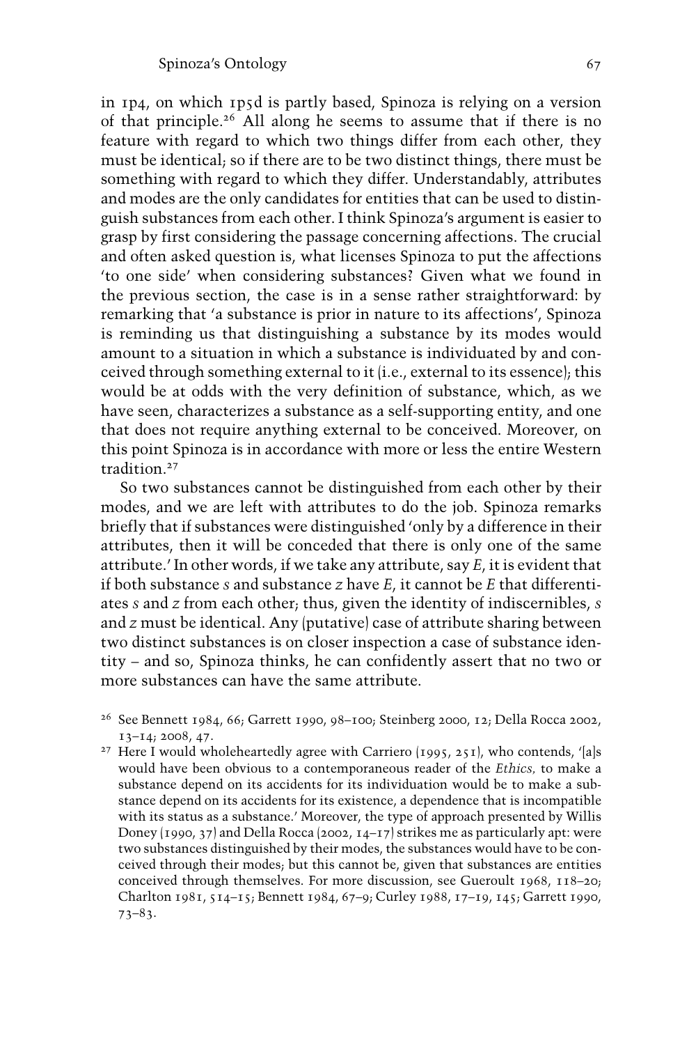in 1p4, on which 1p5d is partly based, Spinoza is relying on a version of that principle.[26] All along he seems to assume that if there is no feature with regard to which two things differ from each other, they must be identical; so if there are to be two distinct things, there must be something with regard to which they differ. Understandably, attributes and modes are the only candidates for entities that can be used to distinguish substances from each other. I think Spinoza's argument is easier to grasp by first considering the passage concerning affections. The crucial and often asked question is, what licenses Spinoza to put the affections 'to one side' when considering substances? Given what we found in the previous section, the case is in a sense rather straightforward: by remarking that 'a substance is prior in nature to its affections', Spinoza is reminding us that distinguishing a substance by its modes would amount to a situation in which a substance is individuated by and conceived through something external to it (i.e., external to its essence); this would be at odds with the very definition of substance, which, as we have seen, characterizes a substance as a self-supporting entity, and one that does not require anything external to be conceived. Moreover, on this point Spinoza is in accordance with more or less the entire Western tradition.[27]

So two substances cannot be distinguished from each other by their modes, and we are left with attributes to do the job. Spinoza remarks briefly that if substances were distinguished 'only by a difference in their attributes, then it will be conceded that there is only one of the same attribute.' In other words, if we take any attribute, say *E*, it is evident that if both substance *s* and substance *z* have *E*, it cannot be *E* that differentiates *s* and *z* from each other; thus, given the identity of indiscernibles, *s* and *z* must be identical. Any (putative) case of attribute sharing between two distinct substances is on closer inspection a case of substance identity – and so, Spinoza thinks, he can confidently assert that no two or more substances can have the same attribute.

[26] See Bennett 1984, 66; Garrett 1990, 98–100; Steinberg 2000, 12; Della Rocca 2002, 13–14; 2008, 47.

[27] Here I would wholeheartedly agree with Carriero (1995, 251), who contends, '[a]s would have been obvious to a contemporaneous reader of the *Ethics*, to make a substance depend on its accidents for its individuation would be to make a substance depend on its accidents for its existence, a dependence that is incompatible with its status as a substance.' Moreover, the type of approach presented by Willis Doney (1990, 37) and Della Rocca (2002, 14–17) strikes me as particularly apt: were two substances distinguished by their modes, the substances would have to be conceived through their modes; but this cannot be, given that substances are entities conceived through themselves. For more discussion, see Gueroult 1968, 118–20; Charlton 1981, 514–15; Bennett 1984, 67–9; Curley 1988, 17–19, 145; Garrett 1990, 73–83.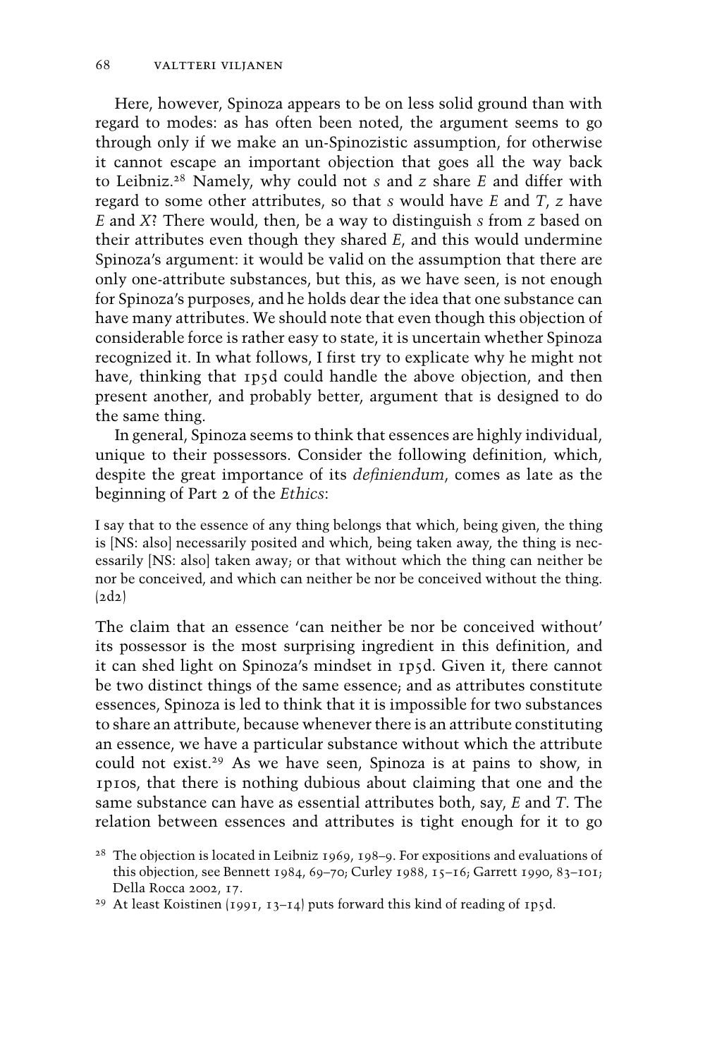Here, however, Spinoza appears to be on less solid ground than with regard to modes: as has often been noted, the argument seems to go through only if we make an un-Spinozistic assumption, for otherwise it cannot escape an important objection that goes all the way back to Leibniz.[28] Namely, why could not *s* and *z* share *E* and differ with regard to some other attributes, so that *s* would have *E* and *T*, *z* have *E* and *X*? There would, then, be a way to distinguish *s* from *z* based on their attributes even though they shared *E*, and this would undermine Spinoza's argument: it would be valid on the assumption that there are only one-attribute substances, but this, as we have seen, is not enough for Spinoza's purposes, and he holds dear the idea that one substance can have many attributes. We should note that even though this objection of considerable force is rather easy to state, it is uncertain whether Spinoza recognized it. In what follows, I first try to explicate why he might not have, thinking that 1p5d could handle the above objection, and then present another, and probably better, argument that is designed to do the same thing.

In general, Spinoza seems to think that essences are highly individual, unique to their possessors. Consider the following definition, which, despite the great importance of its *definiendum*, comes as late as the beginning of Part 2 of the *Ethics*:

> I say that to the essence of any thing belongs that which, being given, the thing is [NS: also] necessarily posited and which, being taken away, the thing is necessarily [NS: also] taken away; or that without which the thing can neither be nor be conceived, and which can neither be nor be conceived without the thing. (2d2)

The claim that an essence 'can neither be nor be conceived without' its possessor is the most surprising ingredient in this definition, and it can shed light on Spinoza's mindset in 1p5d. Given it, there cannot be two distinct things of the same essence; and as attributes constitute essences, Spinoza is led to think that it is impossible for two substances to share an attribute, because whenever there is an attribute constituting an essence, we have a particular substance without which the attribute could not exist.[29] As we have seen, Spinoza is at pains to show, in 1p10s, that there is nothing dubious about claiming that one and the same substance can have as essential attributes both, say, *E* and *T*. The relation between essences and attributes is tight enough for it to go

[28] The objection is located in Leibniz 1969, 198–9. For expositions and evaluations of this objection, see Bennett 1984, 69–70; Curley 1988, 15–16; Garrett 1990, 83–101; Della Rocca 2002, 17.

[29] At least Koistinen (1991, 13–14) puts forward this kind of reading of 1p5d.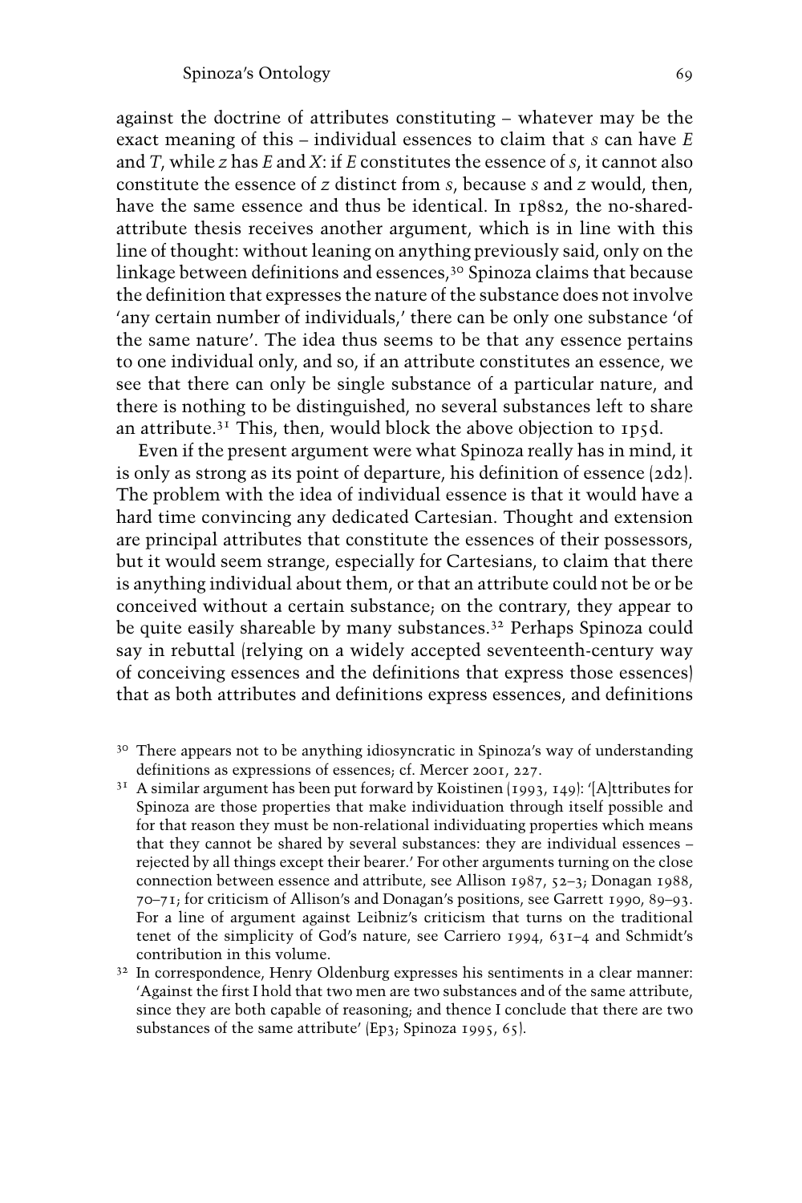against the doctrine of attributes constituting – whatever may be the exact meaning of this – individual essences to claim that *s* can have *E* and *T*, while *z* has *E* and *X*: if *E* constitutes the essence of *s*, it cannot also constitute the essence of *z* distinct from *s*, because *s* and *z* would, then, have the same essence and thus be identical. In 1p8s2, the no-shared-attribute thesis receives another argument, which is in line with this line of thought: without leaning on anything previously said, only on the linkage between definitions and essences,[30] Spinoza claims that because the definition that expresses the nature of the substance does not involve 'any certain number of individuals,' there can be only one substance 'of the same nature'. The idea thus seems to be that any essence pertains to one individual only, and so, if an attribute constitutes an essence, we see that there can only be single substance of a particular nature, and there is nothing to be distinguished, no several substances left to share an attribute.[31] This, then, would block the above objection to 1p5d.

Even if the present argument were what Spinoza really has in mind, it is only as strong as its point of departure, his definition of essence (2d2). The problem with the idea of individual essence is that it would have a hard time convincing any dedicated Cartesian. Thought and extension are principal attributes that constitute the essences of their possessors, but it would seem strange, especially for Cartesians, to claim that there is anything individual about them, or that an attribute could not be or be conceived without a certain substance; on the contrary, they appear to be quite easily shareable by many substances.[32] Perhaps Spinoza could say in rebuttal (relying on a widely accepted seventeenth-century way of conceiving essences and the definitions that express those essences) that as both attributes and definitions express essences, and definitions

[30] There appears not to be anything idiosyncratic in Spinoza's way of understanding definitions as expressions of essences; cf. Mercer 2001, 227.

[31] A similar argument has been put forward by Koistinen (1993, 149): '[A]ttributes for Spinoza are those properties that make individuation through itself possible and for that reason they must be non-relational individuating properties which means that they cannot be shared by several substances: they are individual essences – rejected by all things except their bearer.' For other arguments turning on the close connection between essence and attribute, see Allison 1987, 52–3; Donagan 1988, 70–71; for criticism of Allison's and Donagan's positions, see Garrett 1990, 89–93. For a line of argument against Leibniz's criticism that turns on the traditional tenet of the simplicity of God's nature, see Carriero 1994, 631–4 and Schmidt's contribution in this volume.

[32] In correspondence, Henry Oldenburg expresses his sentiments in a clear manner: 'Against the first I hold that two men are two substances and of the same attribute, since they are both capable of reasoning; and thence I conclude that there are two substances of the same attribute' (Ep3; Spinoza 1995, 65).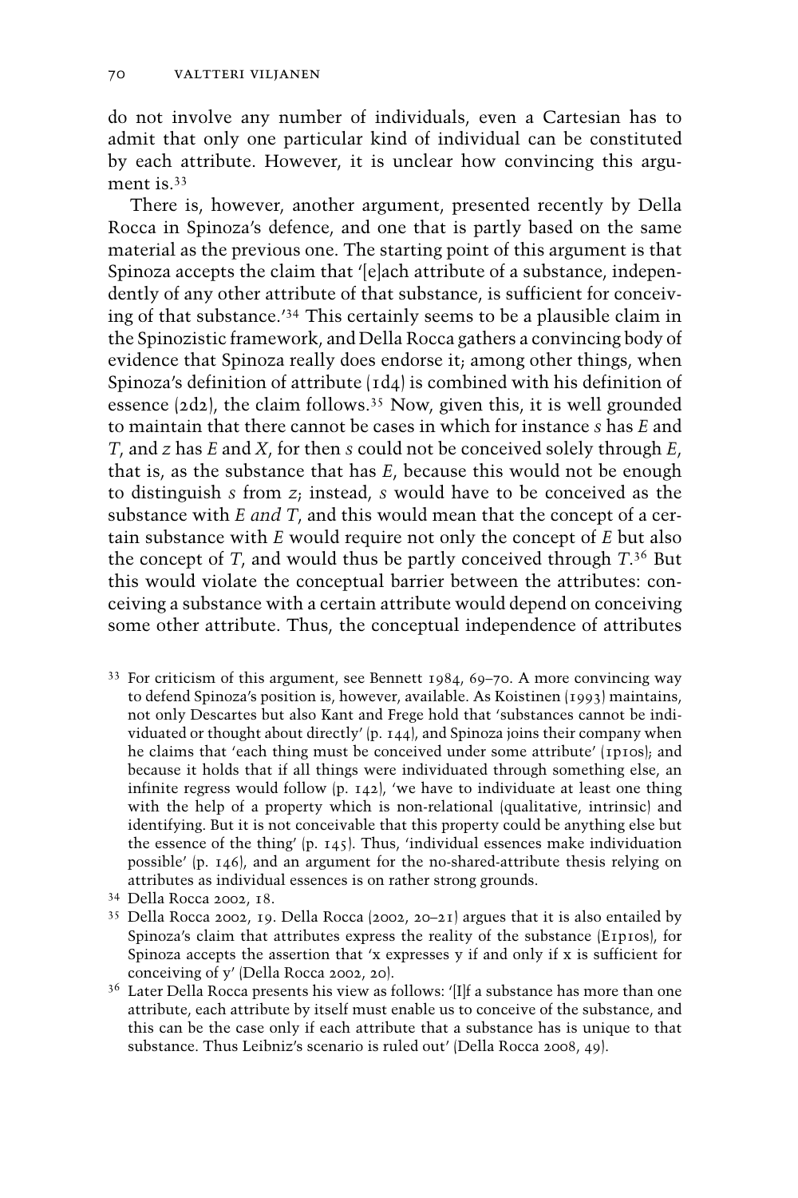do not involve any number of individuals, even a Cartesian has to admit that only one particular kind of individual can be constituted by each attribute. However, it is unclear how convincing this argument is.[33]

There is, however, another argument, presented recently by Della Rocca in Spinoza's defence, and one that is partly based on the same material as the previous one. The starting point of this argument is that Spinoza accepts the claim that '[e]ach attribute of a substance, independently of any other attribute of that substance, is sufficient for conceiving of that substance.'[34] This certainly seems to be a plausible claim in the Spinozistic framework, and Della Rocca gathers a convincing body of evidence that Spinoza really does endorse it; among other things, when Spinoza's definition of attribute (1d4) is combined with his definition of essence (2d2), the claim follows.[35] Now, given this, it is well grounded to maintain that there cannot be cases in which for instance *s* has *E* and *T*, and *z* has *E* and *X*, for then *s* could not be conceived solely through *E*, that is, as the substance that has *E*, because this would not be enough to distinguish *s* from *z*; instead, *s* would have to be conceived as the substance with *E and T*, and this would mean that the concept of a certain substance with *E* would require not only the concept of *E* but also the concept of *T*, and would thus be partly conceived through *T*.[36] But this would violate the conceptual barrier between the attributes: conceiving a substance with a certain attribute would depend on conceiving some other attribute. Thus, the conceptual independence of attributes

[33] For criticism of this argument, see Bennett 1984, 69–70. A more convincing way to defend Spinoza's position is, however, available. As Koistinen (1993) maintains, not only Descartes but also Kant and Frege hold that 'substances cannot be individuated or thought about directly' (p. 144), and Spinoza joins their company when he claims that 'each thing must be conceived under some attribute' (1p10s); and because it holds that if all things were individuated through something else, an infinite regress would follow (p. 142), 'we have to individuate at least one thing with the help of a property which is non-relational (qualitative, intrinsic) and identifying. But it is not conceivable that this property could be anything else but the essence of the thing' (p. 145). Thus, 'individual essences make individuation possible' (p. 146), and an argument for the no-shared-attribute thesis relying on attributes as individual essences is on rather strong grounds.

[34] Della Rocca 2002, 18.

[35] Della Rocca 2002, 19. Della Rocca (2002, 20–21) argues that it is also entailed by Spinoza's claim that attributes express the reality of the substance (E1p10s), for Spinoza accepts the assertion that 'x expresses y if and only if x is sufficient for conceiving of y' (Della Rocca 2002, 20).

[36] Later Della Rocca presents his view as follows: '[I]f a substance has more than one attribute, each attribute by itself must enable us to conceive of the substance, and this can be the case only if each attribute that a substance has is unique to that substance. Thus Leibniz's scenario is ruled out' (Della Rocca 2008, 49).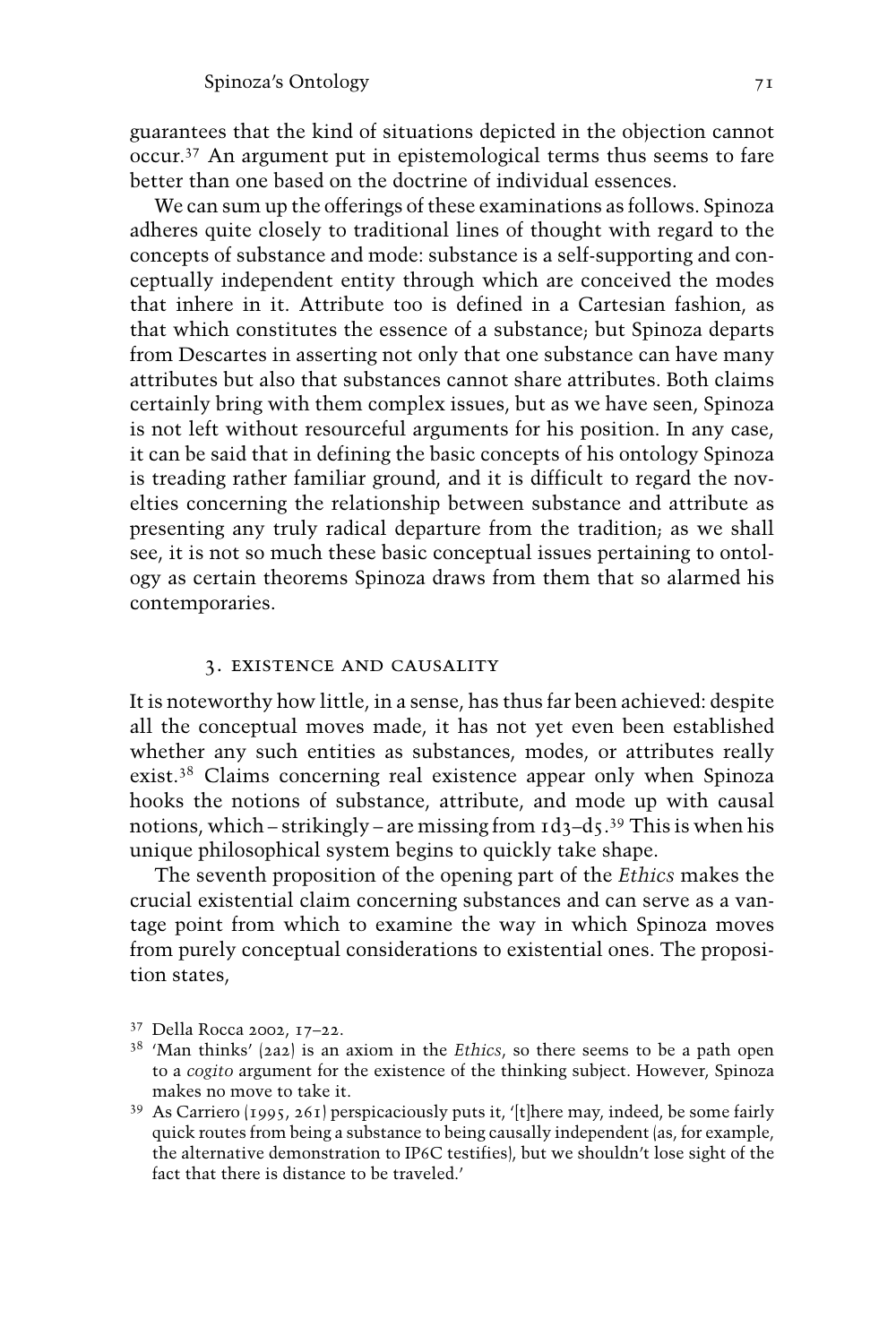guarantees that the kind of situations depicted in the objection cannot occur.[37] An argument put in epistemological terms thus seems to fare better than one based on the doctrine of individual essences.

We can sum up the offerings of these examinations as follows. Spinoza adheres quite closely to traditional lines of thought with regard to the concepts of substance and mode: substance is a self-supporting and conceptually independent entity through which are conceived the modes that inhere in it. Attribute too is defined in a Cartesian fashion, as that which constitutes the essence of a substance; but Spinoza departs from Descartes in asserting not only that one substance can have many attributes but also that substances cannot share attributes. Both claims certainly bring with them complex issues, but as we have seen, Spinoza is not left without resourceful arguments for his position. In any case, it can be said that in defining the basic concepts of his ontology Spinoza is treading rather familiar ground, and it is difficult to regard the novelties concerning the relationship between substance and attribute as presenting any truly radical departure from the tradition; as we shall see, it is not so much these basic conceptual issues pertaining to ontology as certain theorems Spinoza draws from them that so alarmed his contemporaries.

## 3. EXISTENCE AND CAUSALITY

It is noteworthy how little, in a sense, has thus far been achieved: despite all the conceptual moves made, it has not yet even been established whether any such entities as substances, modes, or attributes really exist.[38] Claims concerning real existence appear only when Spinoza hooks the notions of substance, attribute, and mode up with causal notions, which – strikingly – are missing from 1d3–d5.[39] This is when his unique philosophical system begins to quickly take shape.

The seventh proposition of the opening part of the *Ethics* makes the crucial existential claim concerning substances and can serve as a vantage point from which to examine the way in which Spinoza moves from purely conceptual considerations to existential ones. The proposition states,

---

[37] Della Rocca 2002, 17–22.

[38] 'Man thinks' (2a2) is an axiom in the *Ethics*, so there seems to be a path open to a *cogito* argument for the existence of the thinking subject. However, Spinoza makes no move to take it.

[39] As Carriero (1995, 261) perspicaciously puts it, '[t]here may, indeed, be some fairly quick routes from being a substance to being causally independent (as, for example, the alternative demonstration to IP6C testifies), but we shouldn't lose sight of the fact that there is distance to be traveled.'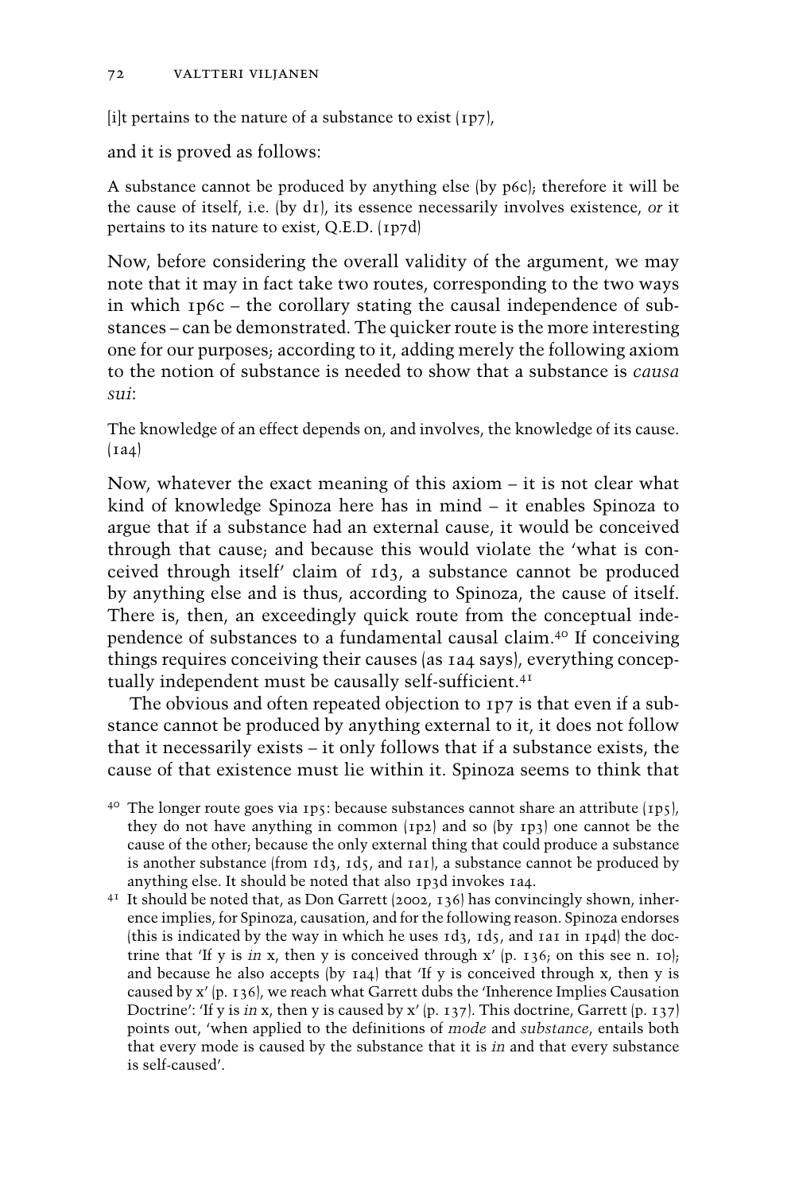[i]t pertains to the nature of a substance to exist (1p7),

and it is proved as follows:

A substance cannot be produced by anything else (by p6c); therefore it will be the cause of itself, i.e. (by d1), its essence necessarily involves existence, *or* it pertains to its nature to exist, Q.E.D. (1p7d)

Now, before considering the overall validity of the argument, we may note that it may in fact take two routes, corresponding to the two ways in which 1p6c – the corollary stating the causal independence of substances – can be demonstrated. The quicker route is the more interesting one for our purposes; according to it, adding merely the following axiom to the notion of substance is needed to show that a substance is *causa sui*:

The knowledge of an effect depends on, and involves, the knowledge of its cause. (1a4)

Now, whatever the exact meaning of this axiom – it is not clear what kind of knowledge Spinoza here has in mind – it enables Spinoza to argue that if a substance had an external cause, it would be conceived through that cause; and because this would violate the 'what is conceived through itself' claim of 1d3, a substance cannot be produced by anything else and is thus, according to Spinoza, the cause of itself. There is, then, an exceedingly quick route from the conceptual independence of substances to a fundamental causal claim.[40] If conceiving things requires conceiving their causes (as 1a4 says), everything conceptually independent must be causally self-sufficient.[41]

The obvious and often repeated objection to 1p7 is that even if a substance cannot be produced by anything external to it, it does not follow that it necessarily exists – it only follows that if a substance exists, the cause of that existence must lie within it. Spinoza seems to think that

[40] The longer route goes via 1p5: because substances cannot share an attribute (1p5), they do not have anything in common (1p2) and so (by 1p3) one cannot be the cause of the other; because the only external thing that could produce a substance is another substance (from 1d3, 1d5, and 1a1), a substance cannot be produced by anything else. It should be noted that also 1p3d invokes 1a4.

[41] It should be noted that, as Don Garrett (2002, 136) has convincingly shown, inherence implies, for Spinoza, causation, and for the following reason. Spinoza endorses (this is indicated by the way in which he uses 1d3, 1d5, and 1a1 in 1p4d) the doctrine that 'If y is *in* x, then y is conceived through x' (p. 136; on this see n. 10); and because he also accepts (by 1a4) that 'If y is conceived through x, then y is caused by x' (p. 136), we reach what Garrett dubs the 'Inherence Implies Causation Doctrine': 'If y is *in* x, then y is caused by x' (p. 137). This doctrine, Garrett (p. 137) points out, 'when applied to the definitions of *mode* and *substance*, entails both that every mode is caused by the substance that it is *in* and that every substance is self-caused'.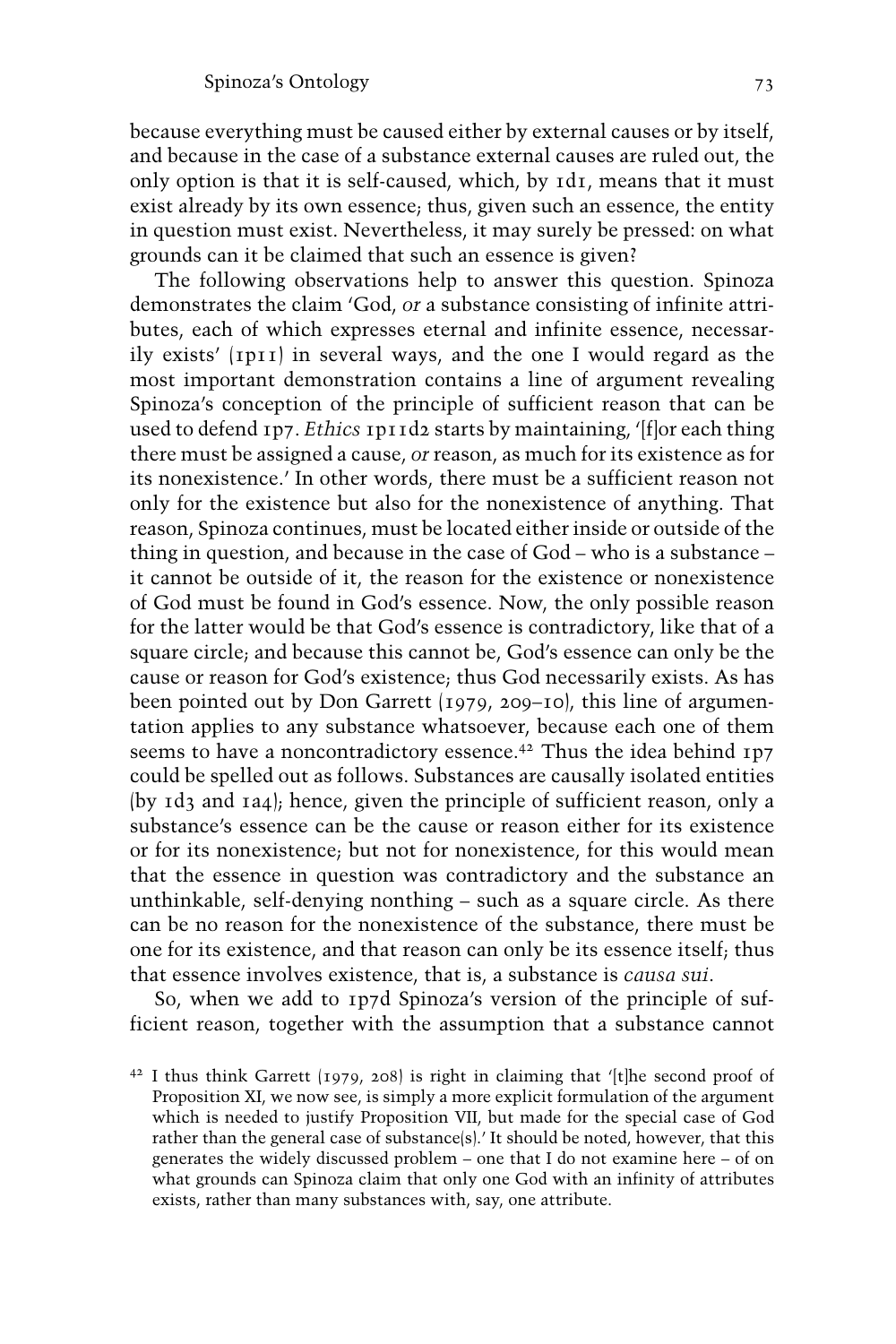because everything must be caused either by external causes or by itself, and because in the case of a substance external causes are ruled out, the only option is that it is self-caused, which, by 1d1, means that it must exist already by its own essence; thus, given such an essence, the entity in question must exist. Nevertheless, it may surely be pressed: on what grounds can it be claimed that such an essence is given?

The following observations help to answer this question. Spinoza demonstrates the claim 'God, *or* a substance consisting of infinite attributes, each of which expresses eternal and infinite essence, necessarily exists' (1p11) in several ways, and the one I would regard as the most important demonstration contains a line of argument revealing Spinoza's conception of the principle of sufficient reason that can be used to defend 1p7. *Ethics* 1p11d2 starts by maintaining, '[f]or each thing there must be assigned a cause, *or* reason, as much for its existence as for its nonexistence.' In other words, there must be a sufficient reason not only for the existence but also for the nonexistence of anything. That reason, Spinoza continues, must be located either inside or outside of the thing in question, and because in the case of God – who is a substance – it cannot be outside of it, the reason for the existence or nonexistence of God must be found in God's essence. Now, the only possible reason for the latter would be that God's essence is contradictory, like that of a square circle; and because this cannot be, God's essence can only be the cause or reason for God's existence; thus God necessarily exists. As has been pointed out by Don Garrett (1979, 209–10), this line of argumentation applies to any substance whatsoever, because each one of them seems to have a noncontradictory essence.[42] Thus the idea behind 1p7 could be spelled out as follows. Substances are causally isolated entities (by 1d3 and 1a4); hence, given the principle of sufficient reason, only a substance's essence can be the cause or reason either for its existence or for its nonexistence; but not for nonexistence, for this would mean that the essence in question was contradictory and the substance an unthinkable, self-denying nonthing – such as a square circle. As there can be no reason for the nonexistence of the substance, there must be one for its existence, and that reason can only be its essence itself; thus that essence involves existence, that is, a substance is *causa sui*.

So, when we add to 1p7d Spinoza's version of the principle of sufficient reason, together with the assumption that a substance cannot

[42] I thus think Garrett (1979, 208) is right in claiming that '[t]he second proof of Proposition XI, we now see, is simply a more explicit formulation of the argument which is needed to justify Proposition VII, but made for the special case of God rather than the general case of substance(s).' It should be noted, however, that this generates the widely discussed problem – one that I do not examine here – of on what grounds can Spinoza claim that only one God with an infinity of attributes exists, rather than many substances with, say, one attribute.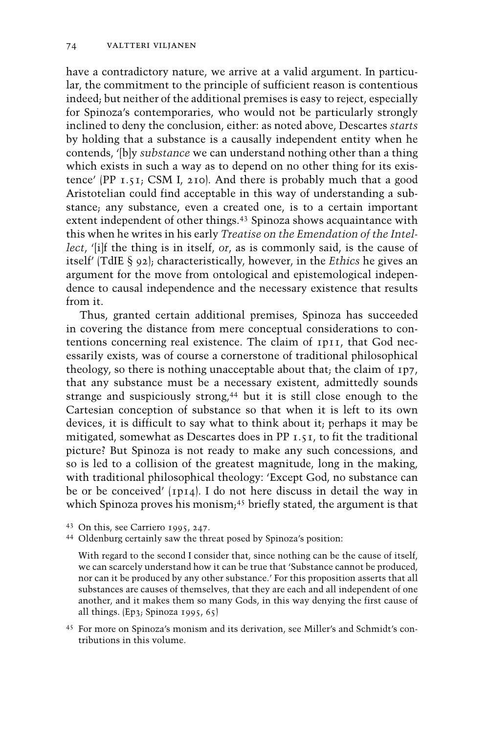have a contradictory nature, we arrive at a valid argument. In particular, the commitment to the principle of sufficient reason is contentious indeed; but neither of the additional premises is easy to reject, especially for Spinoza's contemporaries, who would not be particularly strongly inclined to deny the conclusion, either: as noted above, Descartes *starts* by holding that a substance is a causally independent entity when he contends, '[b]y *substance* we can understand nothing other than a thing which exists in such a way as to depend on no other thing for its existence' (PP 1.51; CSM I, 210). And there is probably much that a good Aristotelian could find acceptable in this way of understanding a substance; any substance, even a created one, is to a certain important extent independent of other things.[43] Spinoza shows acquaintance with this when he writes in his early *Treatise on the Emendation of the Intellect*, '[i]f the thing is in itself, *or*, as is commonly said, is the cause of itself' (TdIE § 92); characteristically, however, in the *Ethics* he gives an argument for the move from ontological and epistemological independence to causal independence and the necessary existence that results from it.

Thus, granted certain additional premises, Spinoza has succeeded in covering the distance from mere conceptual considerations to contentions concerning real existence. The claim of 1p11, that God necessarily exists, was of course a cornerstone of traditional philosophical theology, so there is nothing unacceptable about that; the claim of 1p7, that any substance must be a necessary existent, admittedly sounds strange and suspiciously strong,[44] but it is still close enough to the Cartesian conception of substance so that when it is left to its own devices, it is difficult to say what to think about it; perhaps it may be mitigated, somewhat as Descartes does in PP 1.51, to fit the traditional picture? But Spinoza is not ready to make any such concessions, and so is led to a collision of the greatest magnitude, long in the making, with traditional philosophical theology: 'Except God, no substance can be or be conceived' (1p14). I do not here discuss in detail the way in which Spinoza proves his monism;[45] briefly stated, the argument is that

[43] On this, see Carriero 1995, 247.

[44] Oldenburg certainly saw the threat posed by Spinoza's position:

> With regard to the second I consider that, since nothing can be the cause of itself, we can scarcely understand how it can be true that 'Substance cannot be produced, nor can it be produced by any other substance.' For this proposition asserts that all substances are causes of themselves, that they are each and all independent of one another, and it makes them so many Gods, in this way denying the first cause of all things. (Ep3; Spinoza 1995, 65)

[45] For more on Spinoza's monism and its derivation, see Miller's and Schmidt's contributions in this volume.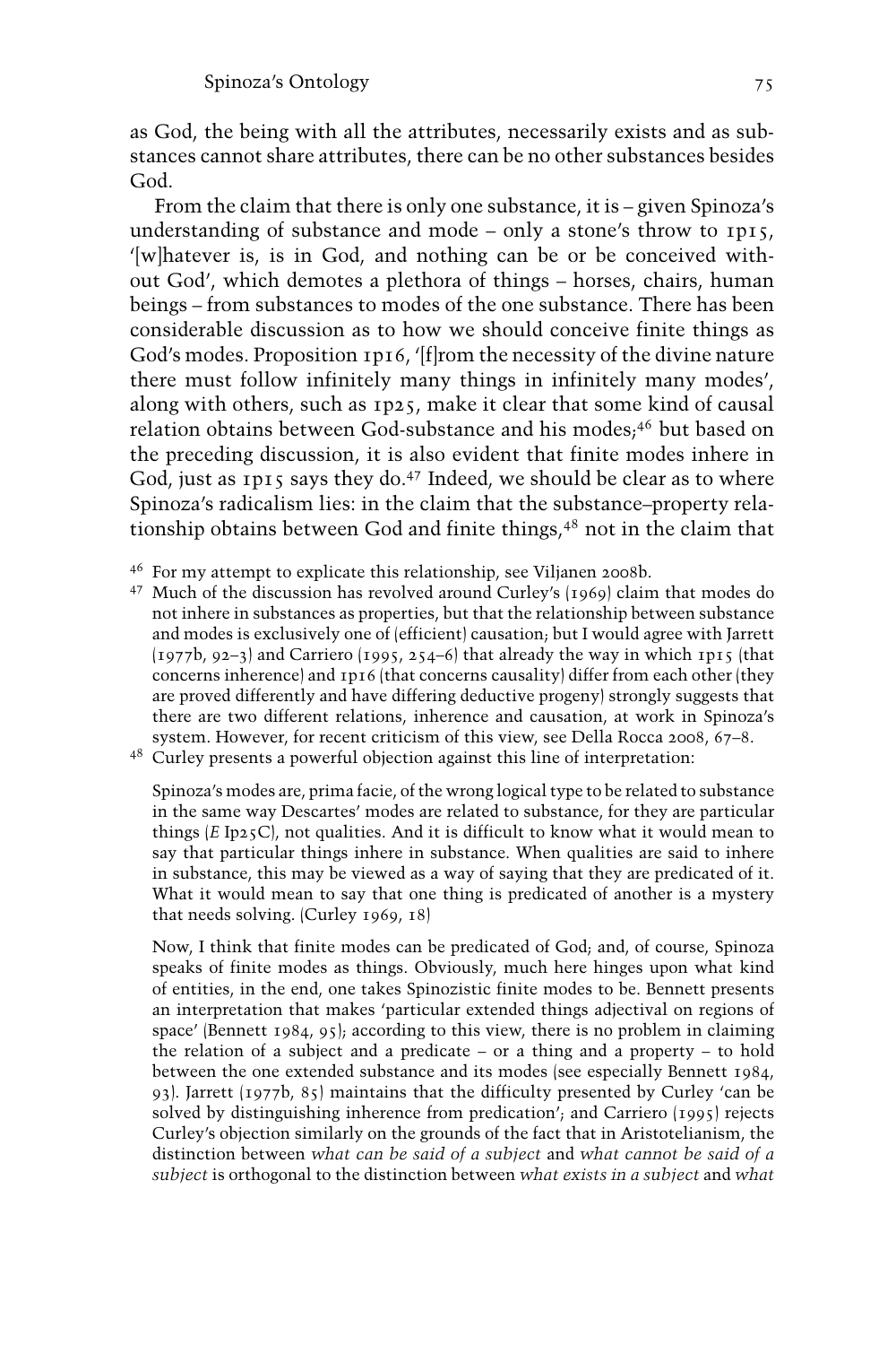as God, the being with all the attributes, necessarily exists and as substances cannot share attributes, there can be no other substances besides God.

From the claim that there is only one substance, it is – given Spinoza's understanding of substance and mode – only a stone's throw to 1p15, '[w]hatever is, is in God, and nothing can be or be conceived without God', which demotes a plethora of things – horses, chairs, human beings – from substances to modes of the one substance. There has been considerable discussion as to how we should conceive finite things as God's modes. Proposition 1p16, '[f]rom the necessity of the divine nature there must follow infinitely many things in infinitely many modes', along with others, such as 1p25, make it clear that some kind of causal relation obtains between God-substance and his modes;[46] but based on the preceding discussion, it is also evident that finite modes inhere in God, just as 1p15 says they do.[47] Indeed, we should be clear as to where Spinoza's radicalism lies: in the claim that the substance–property relationship obtains between God and finite things,[48] not in the claim that

[46] For my attempt to explicate this relationship, see Viljanen 2008b.

[47] Much of the discussion has revolved around Curley's (1969) claim that modes do not inhere in substances as properties, but that the relationship between substance and modes is exclusively one of (efficient) causation; but I would agree with Jarrett (1977b, 92–3) and Carriero (1995, 254–6) that already the way in which 1p15 (that concerns inherence) and 1p16 (that concerns causality) differ from each other (they are proved differently and have differing deductive progeny) strongly suggests that there are two different relations, inherence and causation, at work in Spinoza's system. However, for recent criticism of this view, see Della Rocca 2008, 67–8.

[48] Curley presents a powerful objection against this line of interpretation:

> Spinoza's modes are, prima facie, of the wrong logical type to be related to substance in the same way Descartes' modes are related to substance, for they are particular things (*E* Ip25C), not qualities. And it is difficult to know what it would mean to say that particular things inhere in substance. When qualities are said to inhere in substance, this may be viewed as a way of saying that they are predicated of it. What it would mean to say that one thing is predicated of another is a mystery that needs solving. (Curley 1969, 18)

Now, I think that finite modes can be predicated of God; and, of course, Spinoza speaks of finite modes as things. Obviously, much here hinges upon what kind of entities, in the end, one takes Spinozistic finite modes to be. Bennett presents an interpretation that makes 'particular extended things adjectival on regions of space' (Bennett 1984, 95); according to this view, there is no problem in claiming the relation of a subject and a predicate – or a thing and a property – to hold between the one extended substance and its modes (see especially Bennett 1984, 93). Jarrett (1977b, 85) maintains that the difficulty presented by Curley 'can be solved by distinguishing inherence from predication'; and Carriero (1995) rejects Curley's objection similarly on the grounds of the fact that in Aristotelianism, the distinction between *what can be said of a subject* and *what cannot be said of a subject* is orthogonal to the distinction between *what exists in a subject* and *what*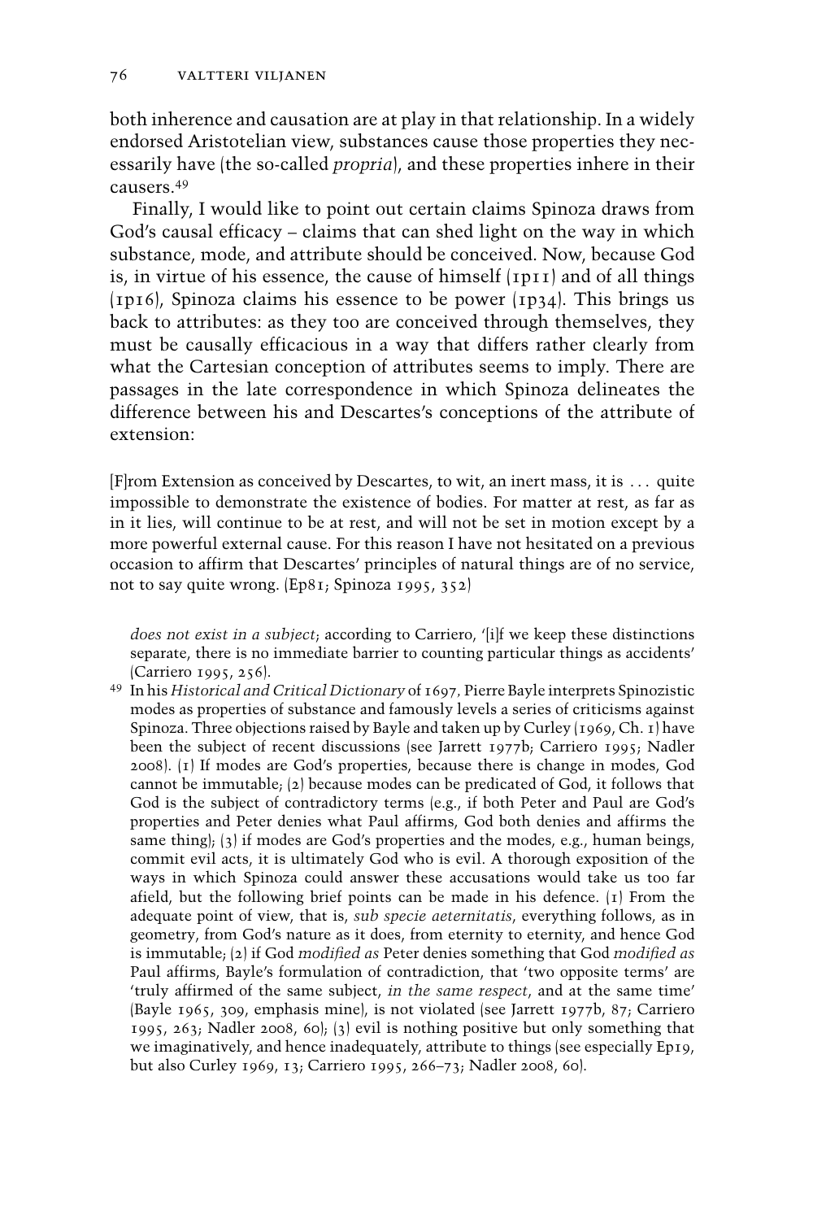both inherence and causation are at play in that relationship. In a widely endorsed Aristotelian view, substances cause those properties they necessarily have (the so-called *propria*), and these properties inhere in their causers.[49]

Finally, I would like to point out certain claims Spinoza draws from God's causal efficacy – claims that can shed light on the way in which substance, mode, and attribute should be conceived. Now, because God is, in virtue of his essence, the cause of himself (1p11) and of all things (1p16), Spinoza claims his essence to be power (1p34). This brings us back to attributes: as they too are conceived through themselves, they must be causally efficacious in a way that differs rather clearly from what the Cartesian conception of attributes seems to imply. There are passages in the late correspondence in which Spinoza delineates the difference between his and Descartes's conceptions of the attribute of extension:

> [F]rom Extension as conceived by Descartes, to wit, an inert mass, it is . . . quite impossible to demonstrate the existence of bodies. For matter at rest, as far as in it lies, will continue to be at rest, and will not be set in motion except by a more powerful external cause. For this reason I have not hesitated on a previous occasion to affirm that Descartes' principles of natural things are of no service, not to say quite wrong. (Ep81; Spinoza 1995, 352)

*does not exist in a subject*; according to Carriero, '[i]f we keep these distinctions separate, there is no immediate barrier to counting particular things as accidents' (Carriero 1995, 256).

[49] In his *Historical and Critical Dictionary* of 1697, Pierre Bayle interprets Spinozistic modes as properties of substance and famously levels a series of criticisms against Spinoza. Three objections raised by Bayle and taken up by Curley (1969, Ch. 1) have been the subject of recent discussions (see Jarrett 1977b; Carriero 1995; Nadler 2008). (1) If modes are God's properties, because there is change in modes, God cannot be immutable; (2) because modes can be predicated of God, it follows that God is the subject of contradictory terms (e.g., if both Peter and Paul are God's properties and Peter denies what Paul affirms, God both denies and affirms the same thing); (3) if modes are God's properties and the modes, e.g., human beings, commit evil acts, it is ultimately God who is evil. A thorough exposition of the ways in which Spinoza could answer these accusations would take us too far afield, but the following brief points can be made in his defence. (1) From the adequate point of view, that is, *sub specie aeternitatis*, everything follows, as in geometry, from God's nature as it does, from eternity to eternity, and hence God is immutable; (2) if God *modified as* Peter denies something that God *modified as* Paul affirms, Bayle's formulation of contradiction, that 'two opposite terms' are 'truly affirmed of the same subject, *in the same respect*, and at the same time' (Bayle 1965, 309, emphasis mine), is not violated (see Jarrett 1977b, 87; Carriero 1995, 263; Nadler 2008, 60); (3) evil is nothing positive but only something that we imaginatively, and hence inadequately, attribute to things (see especially Ep19, but also Curley 1969, 13; Carriero 1995, 266–73; Nadler 2008, 60).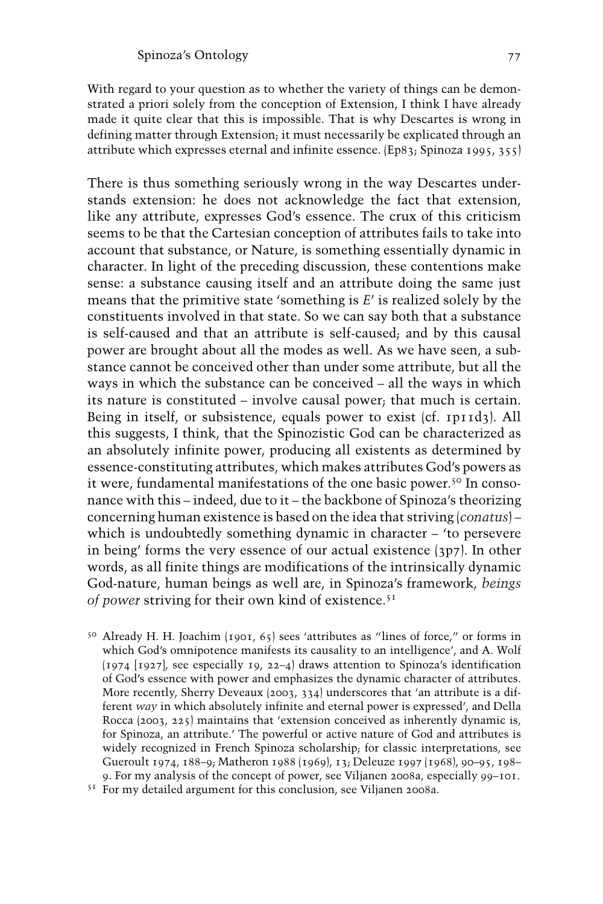With regard to your question as to whether the variety of things can be demonstrated a priori solely from the conception of Extension, I think I have already made it quite clear that this is impossible. That is why Descartes is wrong in defining matter through Extension; it must necessarily be explicated through an attribute which expresses eternal and infinite essence. (Ep83; Spinoza 1995, 355)

There is thus something seriously wrong in the way Descartes understands extension: he does not acknowledge the fact that extension, like any attribute, expresses God's essence. The crux of this criticism seems to be that the Cartesian conception of attributes fails to take into account that substance, or Nature, is something essentially dynamic in character. In light of the preceding discussion, these contentions make sense: a substance causing itself and an attribute doing the same just means that the primitive state 'something is *E*' is realized solely by the constituents involved in that state. So we can say both that a substance is self-caused and that an attribute is self-caused; and by this causal power are brought about all the modes as well. As we have seen, a substance cannot be conceived other than under some attribute, but all the ways in which the substance can be conceived – all the ways in which its nature is constituted – involve causal power; that much is certain. Being in itself, or subsistence, equals power to exist (cf. 1p11d3). All this suggests, I think, that the Spinozistic God can be characterized as an absolutely infinite power, producing all existents as determined by essence-constituting attributes, which makes attributes God's powers as it were, fundamental manifestations of the one basic power.[50] In consonance with this – indeed, due to it – the backbone of Spinoza's theorizing concerning human existence is based on the idea that striving (*conatus*) – which is undoubtedly something dynamic in character – 'to persevere in being' forms the very essence of our actual existence (3p7). In other words, as all finite things are modifications of the intrinsically dynamic God-nature, human beings as well are, in Spinoza's framework, *beings of power* striving for their own kind of existence.[51]

[50] Already H. H. Joachim (1901, 65) sees 'attributes as "lines of force," or forms in which God's omnipotence manifests its causality to an intelligence', and A. Wolf (1974 [1927], see especially 19, 22–4) draws attention to Spinoza's identification of God's essence with power and emphasizes the dynamic character of attributes. More recently, Sherry Deveaux (2003, 334) underscores that 'an attribute is a different *way* in which absolutely infinite and eternal power is expressed', and Della Rocca (2003, 225) maintains that 'extension conceived as inherently dynamic is, for Spinoza, an attribute.' The powerful or active nature of God and attributes is widely recognized in French Spinoza scholarship; for classic interpretations, see Gueroult 1974, 188–9; Matheron 1988 (1969), 13; Deleuze 1997 (1968), 90–95, 198–9. For my analysis of the concept of power, see Viljanen 2008a, especially 99–101.

[51] For my detailed argument for this conclusion, see Viljanen 2008a.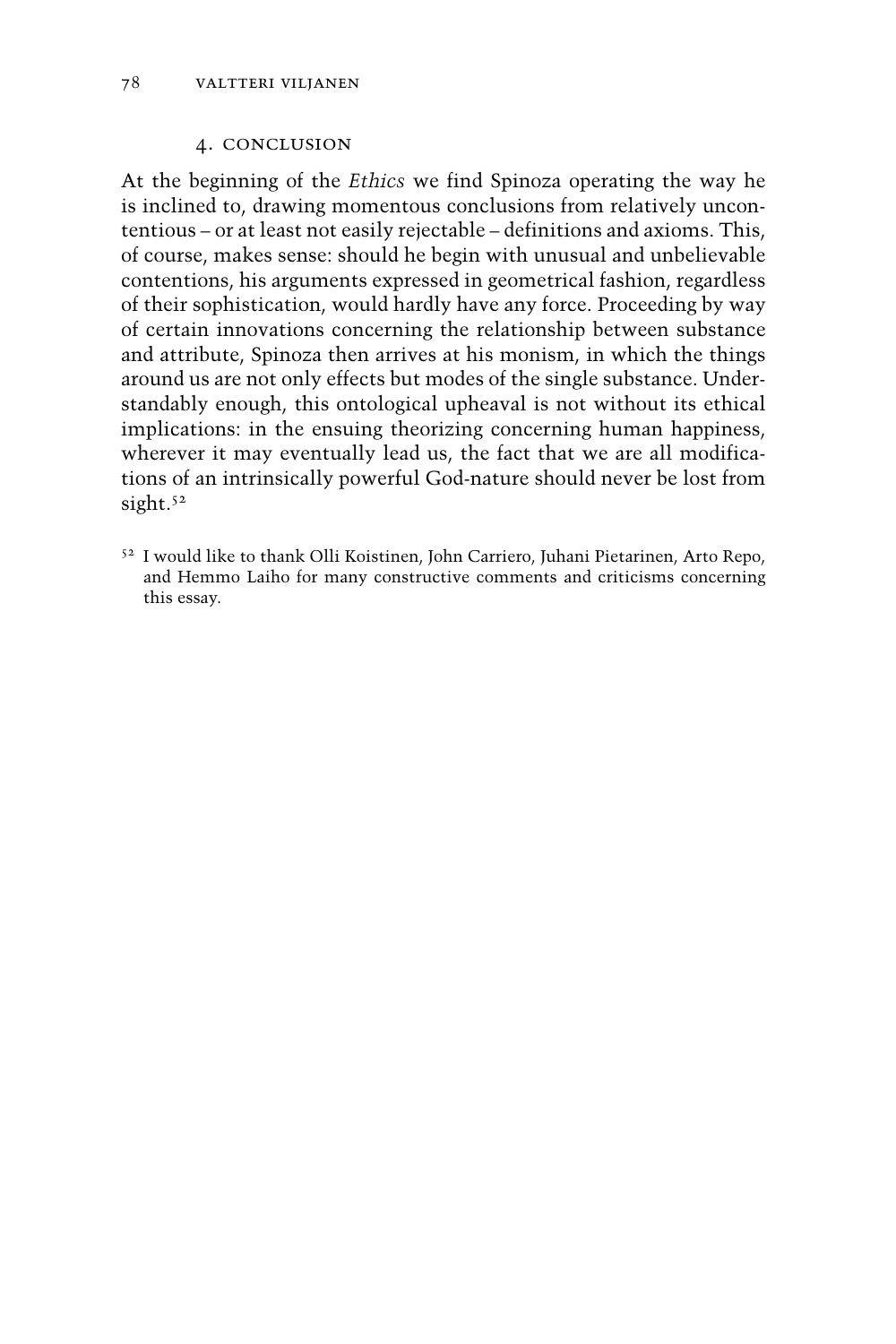## 4. CONCLUSION

At the beginning of the *Ethics* we find Spinoza operating the way he is inclined to, drawing momentous conclusions from relatively uncontentious – or at least not easily rejectable – definitions and axioms. This, of course, makes sense: should he begin with unusual and unbelievable contentions, his arguments expressed in geometrical fashion, regardless of their sophistication, would hardly have any force. Proceeding by way of certain innovations concerning the relationship between substance and attribute, Spinoza then arrives at his monism, in which the things around us are not only effects but modes of the single substance. Understandably enough, this ontological upheaval is not without its ethical implications: in the ensuing theorizing concerning human happiness, wherever it may eventually lead us, the fact that we are all modifications of an intrinsically powerful God-nature should never be lost from sight.[52]

[52] I would like to thank Olli Koistinen, John Carriero, Juhani Pietarinen, Arto Repo, and Hemmo Laiho for many constructive comments and criticisms concerning this essay.